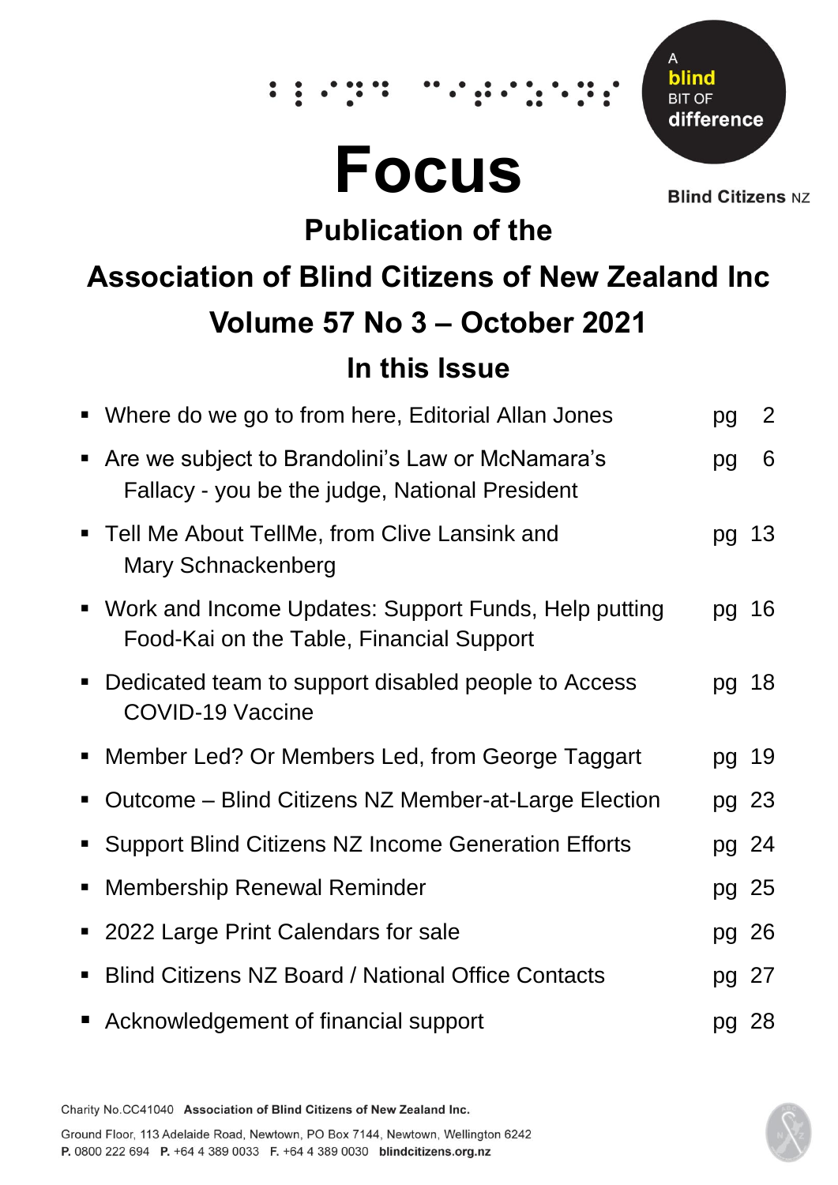A **blind** BIT OF **difference**

**Blind Citizens** NZ

# Focus

## Publication of the

## Association of Blind Citizens of New Zealand Inc

## Volume 57 No 3 – October 2021

## In this Issue

- Where do we go to from here, Editorial Allan Jones pg 2
- Are we subject to Brandolini's Law or McNamara's Fallacy - you be the judge, National President pg 6
- Tell Me About TellMe, from Clive Lansink and Mary Schnackenberg pg 13
- Work and Income Updates: Support Funds, Help putting Food-Kai on the Table, Financial Support pg 16
- Dedicated team to support disabled people to Access COVID-19 Vaccine pg 18
- Member Led? Or Members Led, from George Taggart pg 19
- Outcome – Blind Citizens NZ Member-at-Large Election pg 23
- Support Blind Citizens NZ Income Generation Efforts pg 24
- Membership Renewal Reminder pg 25
- 2022 Large Print Calendars for sale pg 26
- Blind Citizens NZ Board / National Office Contacts pg 27
- Acknowledgement of financial support pg 28

Charity No.CC41040 **Association of Blind Citizens of New Zealand Inc.**

Ground Floor, 113 Adelaide Road, Newtown, PO Box 7144, Newtown, Wellington 6242
**P.** 0800 222 694 **P.** +64 4 389 0033 **F.** +64 4 389 0030 **blindcitizens.org.nz**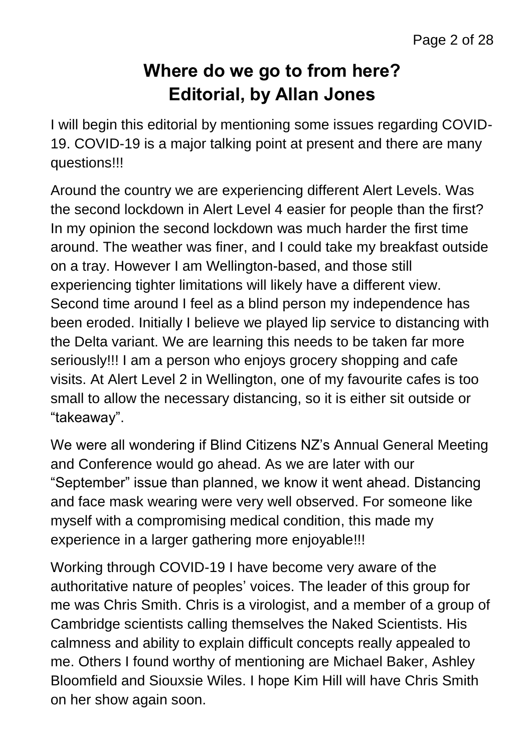# Where do we go to from here?
# Editorial, by Allan Jones

I will begin this editorial by mentioning some issues regarding COVID-19. COVID-19 is a major talking point at present and there are many questions!!!

Around the country we are experiencing different Alert Levels. Was the second lockdown in Alert Level 4 easier for people than the first? In my opinion the second lockdown was much harder the first time around. The weather was finer, and I could take my breakfast outside on a tray. However I am Wellington-based, and those still experiencing tighter limitations will likely have a different view. Second time around I feel as a blind person my independence has been eroded. Initially I believe we played lip service to distancing with the Delta variant. We are learning this needs to be taken far more seriously!!! I am a person who enjoys grocery shopping and cafe visits. At Alert Level 2 in Wellington, one of my favourite cafes is too small to allow the necessary distancing, so it is either sit outside or "takeaway".

We were all wondering if Blind Citizens NZ's Annual General Meeting and Conference would go ahead. As we are later with our "September" issue than planned, we know it went ahead. Distancing and face mask wearing were very well observed. For someone like myself with a compromising medical condition, this made my experience in a larger gathering more enjoyable!!!

Working through COVID-19 I have become very aware of the authoritative nature of peoples' voices. The leader of this group for me was Chris Smith. Chris is a virologist, and a member of a group of Cambridge scientists calling themselves the Naked Scientists. His calmness and ability to explain difficult concepts really appealed to me. Others I found worthy of mentioning are Michael Baker, Ashley Bloomfield and Siouxsie Wiles. I hope Kim Hill will have Chris Smith on her show again soon.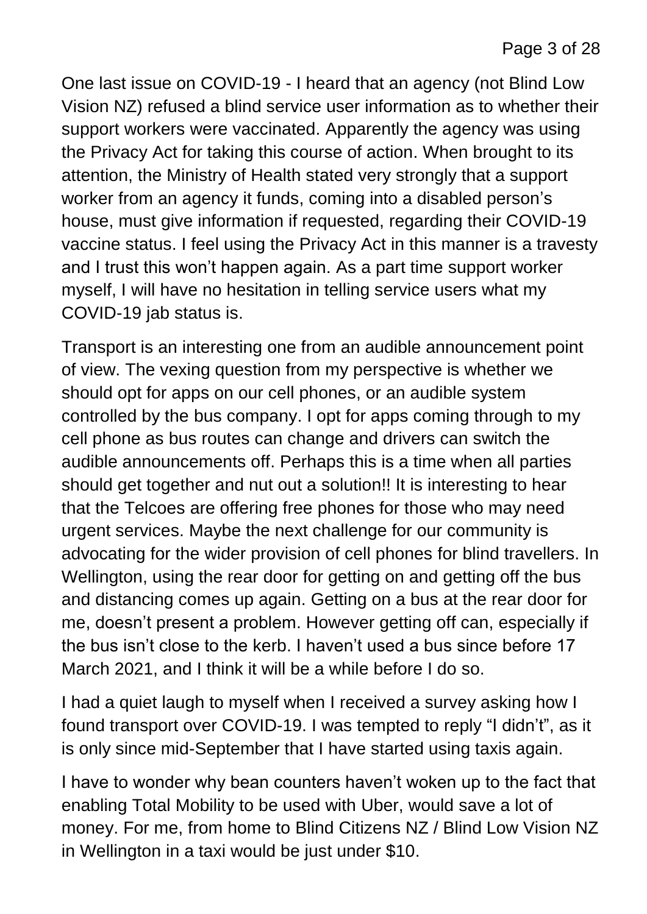One last issue on COVID-19 - I heard that an agency (not Blind Low Vision NZ) refused a blind service user information as to whether their support workers were vaccinated. Apparently the agency was using the Privacy Act for taking this course of action. When brought to its attention, the Ministry of Health stated very strongly that a support worker from an agency it funds, coming into a disabled person's house, must give information if requested, regarding their COVID-19 vaccine status. I feel using the Privacy Act in this manner is a travesty and I trust this won't happen again. As a part time support worker myself, I will have no hesitation in telling service users what my COVID-19 jab status is.

Transport is an interesting one from an audible announcement point of view. The vexing question from my perspective is whether we should opt for apps on our cell phones, or an audible system controlled by the bus company. I opt for apps coming through to my cell phone as bus routes can change and drivers can switch the audible announcements off. Perhaps this is a time when all parties should get together and nut out a solution!! It is interesting to hear that the Telcoes are offering free phones for those who may need urgent services. Maybe the next challenge for our community is advocating for the wider provision of cell phones for blind travellers. In Wellington, using the rear door for getting on and getting off the bus and distancing comes up again. Getting on a bus at the rear door for me, doesn't present a problem. However getting off can, especially if the bus isn't close to the kerb. I haven't used a bus since before 17 March 2021, and I think it will be a while before I do so.

I had a quiet laugh to myself when I received a survey asking how I found transport over COVID-19. I was tempted to reply "I didn't", as it is only since mid-September that I have started using taxis again.

I have to wonder why bean counters haven't woken up to the fact that enabling Total Mobility to be used with Uber, would save a lot of money. For me, from home to Blind Citizens NZ / Blind Low Vision NZ in Wellington in a taxi would be just under $10.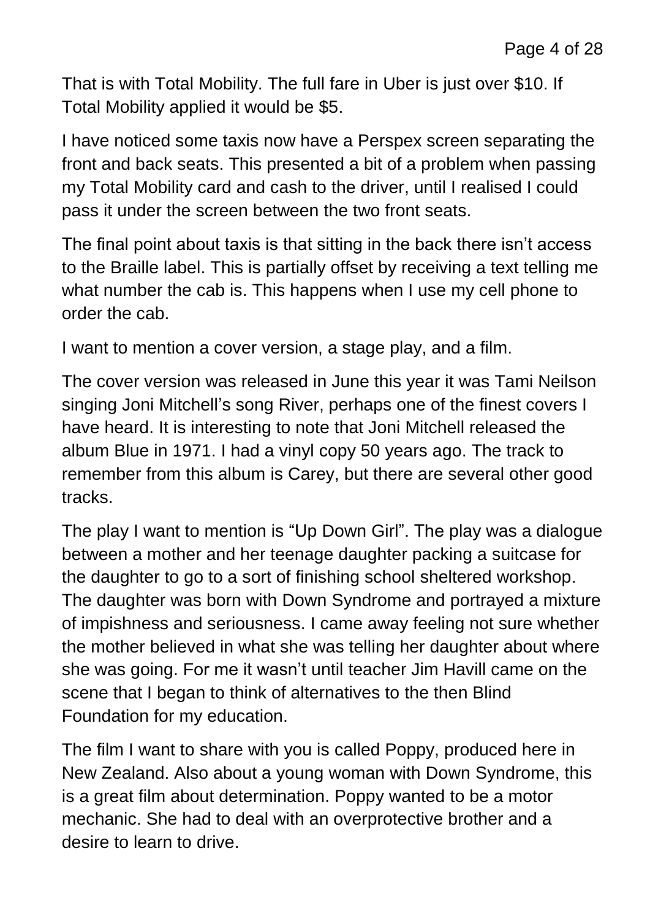That is with Total Mobility. The full fare in Uber is just over $10. If Total Mobility applied it would be $5.

I have noticed some taxis now have a Perspex screen separating the front and back seats. This presented a bit of a problem when passing my Total Mobility card and cash to the driver, until I realised I could pass it under the screen between the two front seats.

The final point about taxis is that sitting in the back there isn't access to the Braille label. This is partially offset by receiving a text telling me what number the cab is. This happens when I use my cell phone to order the cab.

I want to mention a cover version, a stage play, and a film.

The cover version was released in June this year it was Tami Neilson singing Joni Mitchell's song River, perhaps one of the finest covers I have heard. It is interesting to note that Joni Mitchell released the album Blue in 1971. I had a vinyl copy 50 years ago. The track to remember from this album is Carey, but there are several other good tracks.

The play I want to mention is "Up Down Girl". The play was a dialogue between a mother and her teenage daughter packing a suitcase for the daughter to go to a sort of finishing school sheltered workshop. The daughter was born with Down Syndrome and portrayed a mixture of impishness and seriousness. I came away feeling not sure whether the mother believed in what she was telling her daughter about where she was going. For me it wasn't until teacher Jim Havill came on the scene that I began to think of alternatives to the then Blind Foundation for my education.

The film I want to share with you is called Poppy, produced here in New Zealand. Also about a young woman with Down Syndrome, this is a great film about determination. Poppy wanted to be a motor mechanic. She had to deal with an overprotective brother and a desire to learn to drive.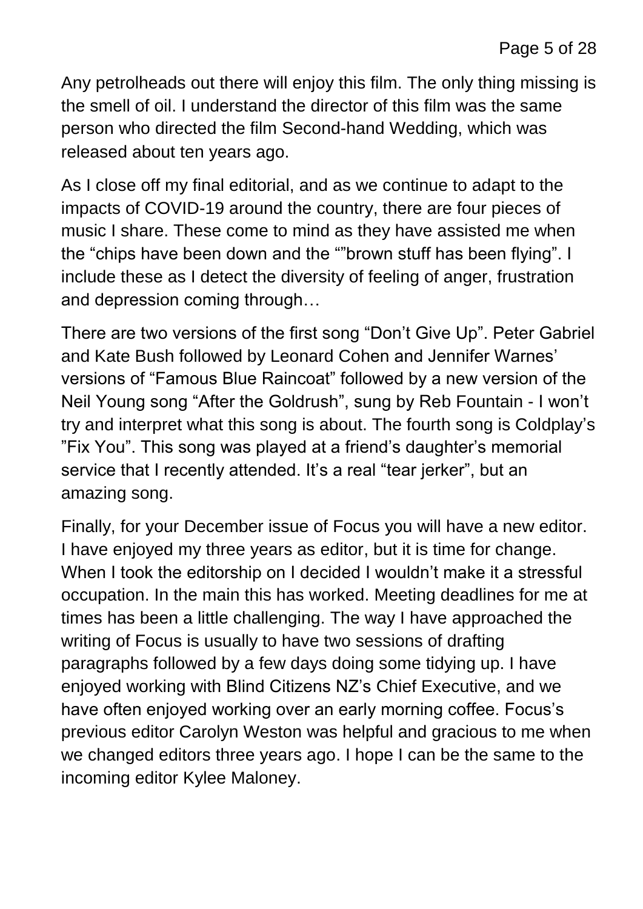Any petrolheads out there will enjoy this film. The only thing missing is the smell of oil. I understand the director of this film was the same person who directed the film Second-hand Wedding, which was released about ten years ago.

As I close off my final editorial, and as we continue to adapt to the impacts of COVID-19 around the country, there are four pieces of music I share. These come to mind as they have assisted me when the "chips have been down and the ""brown stuff has been flying". I include these as I detect the diversity of feeling of anger, frustration and depression coming through…

There are two versions of the first song "Don't Give Up". Peter Gabriel and Kate Bush followed by Leonard Cohen and Jennifer Warnes' versions of "Famous Blue Raincoat" followed by a new version of the Neil Young song "After the Goldrush", sung by Reb Fountain - I won't try and interpret what this song is about. The fourth song is Coldplay's "Fix You". This song was played at a friend's daughter's memorial service that I recently attended. It's a real "tear jerker", but an amazing song.

Finally, for your December issue of Focus you will have a new editor. I have enjoyed my three years as editor, but it is time for change. When I took the editorship on I decided I wouldn't make it a stressful occupation. In the main this has worked. Meeting deadlines for me at times has been a little challenging. The way I have approached the writing of Focus is usually to have two sessions of drafting paragraphs followed by a few days doing some tidying up. I have enjoyed working with Blind Citizens NZ's Chief Executive, and we have often enjoyed working over an early morning coffee. Focus's previous editor Carolyn Weston was helpful and gracious to me when we changed editors three years ago. I hope I can be the same to the incoming editor Kylee Maloney.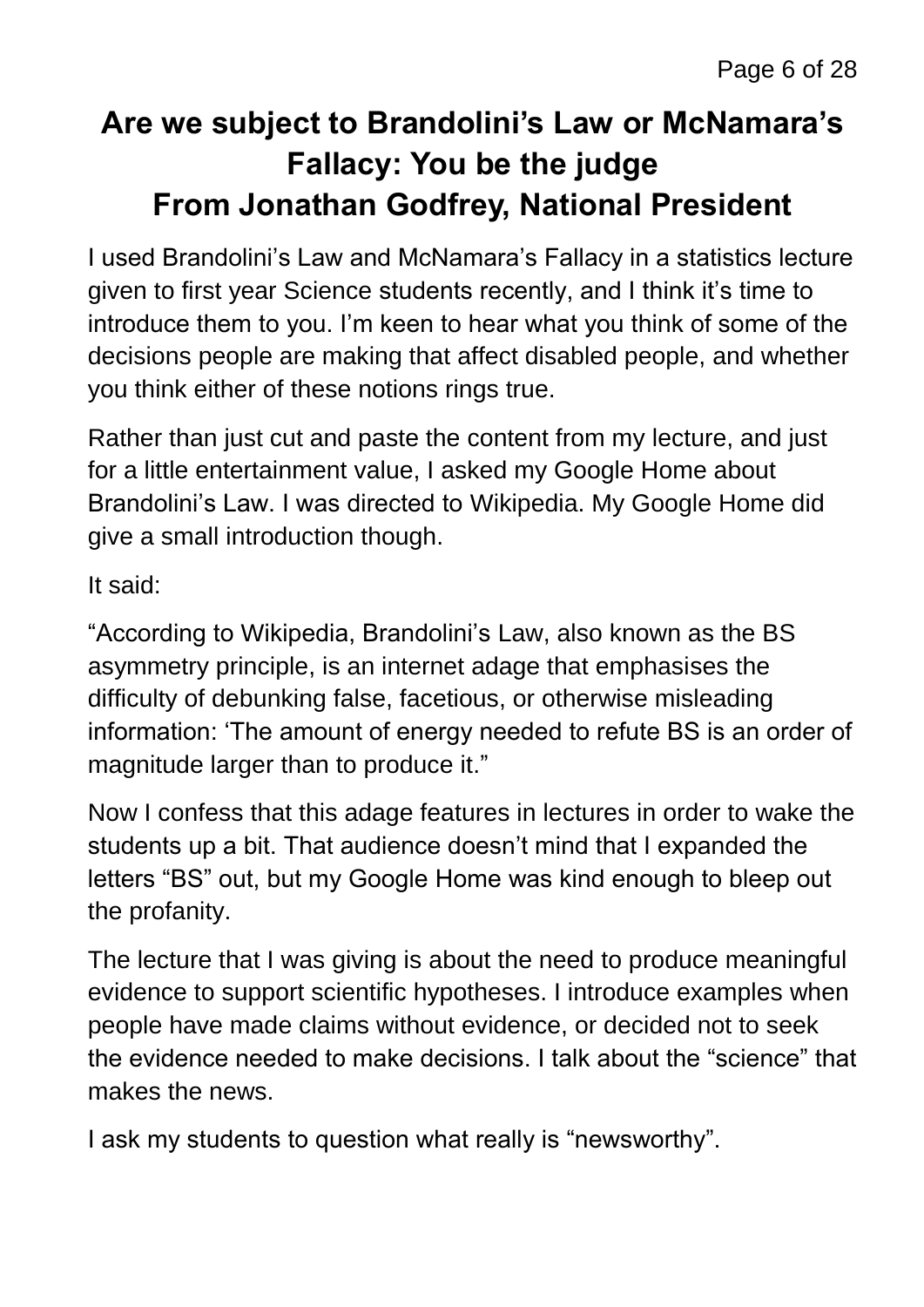# Are we subject to Brandolini's Law or McNamara's Fallacy: You be the judge
## From Jonathan Godfrey, National President

I used Brandolini's Law and McNamara's Fallacy in a statistics lecture given to first year Science students recently, and I think it's time to introduce them to you. I'm keen to hear what you think of some of the decisions people are making that affect disabled people, and whether you think either of these notions rings true.

Rather than just cut and paste the content from my lecture, and just for a little entertainment value, I asked my Google Home about Brandolini's Law. I was directed to Wikipedia. My Google Home did give a small introduction though.

It said:

"According to Wikipedia, Brandolini's Law, also known as the BS asymmetry principle, is an internet adage that emphasises the difficulty of debunking false, facetious, or otherwise misleading information: 'The amount of energy needed to refute BS is an order of magnitude larger than to produce it."

Now I confess that this adage features in lectures in order to wake the students up a bit. That audience doesn't mind that I expanded the letters "BS" out, but my Google Home was kind enough to bleep out the profanity.

The lecture that I was giving is about the need to produce meaningful evidence to support scientific hypotheses. I introduce examples when people have made claims without evidence, or decided not to seek the evidence needed to make decisions. I talk about the "science" that makes the news.

I ask my students to question what really is "newsworthy".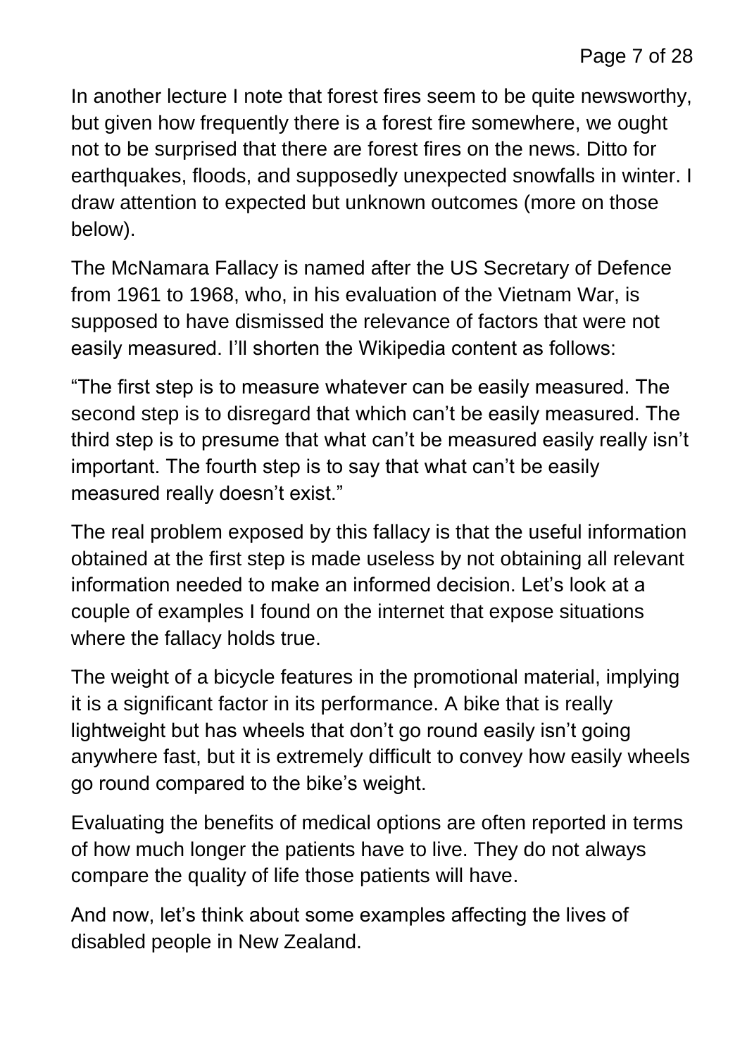In another lecture I note that forest fires seem to be quite newsworthy, but given how frequently there is a forest fire somewhere, we ought not to be surprised that there are forest fires on the news. Ditto for earthquakes, floods, and supposedly unexpected snowfalls in winter. I draw attention to expected but unknown outcomes (more on those below).

The McNamara Fallacy is named after the US Secretary of Defence from 1961 to 1968, who, in his evaluation of the Vietnam War, is supposed to have dismissed the relevance of factors that were not easily measured. I'll shorten the Wikipedia content as follows:

"The first step is to measure whatever can be easily measured. The second step is to disregard that which can't be easily measured. The third step is to presume that what can't be measured easily really isn't important. The fourth step is to say that what can't be easily measured really doesn't exist."

The real problem exposed by this fallacy is that the useful information obtained at the first step is made useless by not obtaining all relevant information needed to make an informed decision. Let's look at a couple of examples I found on the internet that expose situations where the fallacy holds true.

The weight of a bicycle features in the promotional material, implying it is a significant factor in its performance. A bike that is really lightweight but has wheels that don't go round easily isn't going anywhere fast, but it is extremely difficult to convey how easily wheels go round compared to the bike's weight.

Evaluating the benefits of medical options are often reported in terms of how much longer the patients have to live. They do not always compare the quality of life those patients will have.

And now, let's think about some examples affecting the lives of disabled people in New Zealand.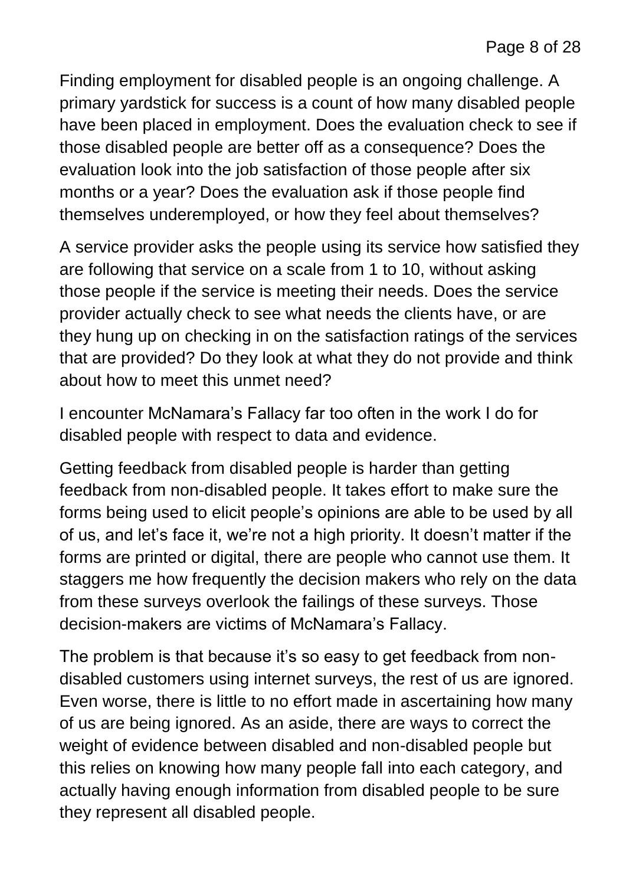Finding employment for disabled people is an ongoing challenge. A primary yardstick for success is a count of how many disabled people have been placed in employment. Does the evaluation check to see if those disabled people are better off as a consequence? Does the evaluation look into the job satisfaction of those people after six months or a year? Does the evaluation ask if those people find themselves underemployed, or how they feel about themselves?

A service provider asks the people using its service how satisfied they are following that service on a scale from 1 to 10, without asking those people if the service is meeting their needs. Does the service provider actually check to see what needs the clients have, or are they hung up on checking in on the satisfaction ratings of the services that are provided? Do they look at what they do not provide and think about how to meet this unmet need?

I encounter McNamara's Fallacy far too often in the work I do for disabled people with respect to data and evidence.

Getting feedback from disabled people is harder than getting feedback from non-disabled people. It takes effort to make sure the forms being used to elicit people's opinions are able to be used by all of us, and let's face it, we're not a high priority. It doesn't matter if the forms are printed or digital, there are people who cannot use them. It staggers me how frequently the decision makers who rely on the data from these surveys overlook the failings of these surveys. Those decision-makers are victims of McNamara's Fallacy.

The problem is that because it's so easy to get feedback from non-disabled customers using internet surveys, the rest of us are ignored. Even worse, there is little to no effort made in ascertaining how many of us are being ignored. As an aside, there are ways to correct the weight of evidence between disabled and non-disabled people but this relies on knowing how many people fall into each category, and actually having enough information from disabled people to be sure they represent all disabled people.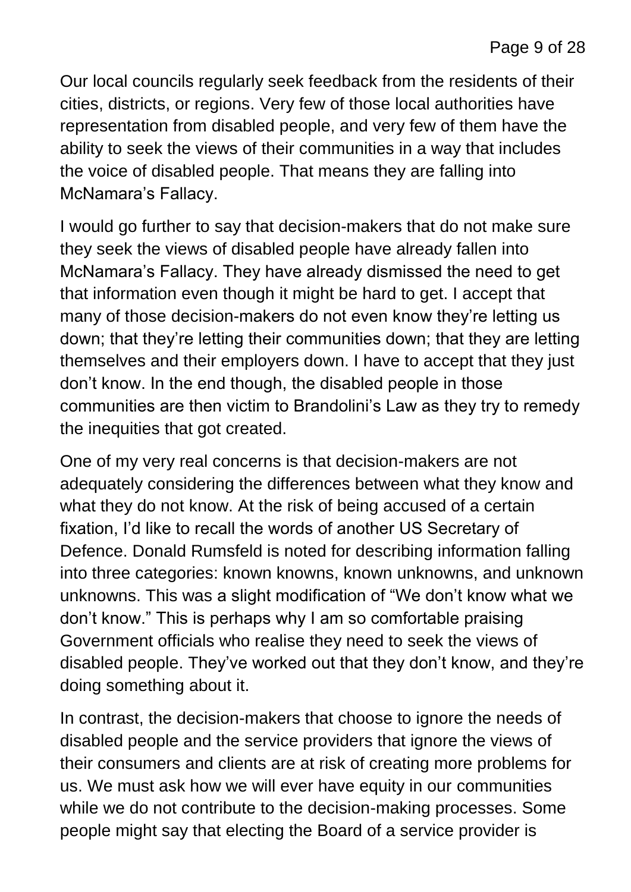Our local councils regularly seek feedback from the residents of their cities, districts, or regions. Very few of those local authorities have representation from disabled people, and very few of them have the ability to seek the views of their communities in a way that includes the voice of disabled people. That means they are falling into McNamara's Fallacy.

I would go further to say that decision-makers that do not make sure they seek the views of disabled people have already fallen into McNamara's Fallacy. They have already dismissed the need to get that information even though it might be hard to get. I accept that many of those decision-makers do not even know they're letting us down; that they're letting their communities down; that they are letting themselves and their employers down. I have to accept that they just don't know. In the end though, the disabled people in those communities are then victim to Brandolini's Law as they try to remedy the inequities that got created.

One of my very real concerns is that decision-makers are not adequately considering the differences between what they know and what they do not know. At the risk of being accused of a certain fixation, I'd like to recall the words of another US Secretary of Defence. Donald Rumsfeld is noted for describing information falling into three categories: known knowns, known unknowns, and unknown unknowns. This was a slight modification of "We don't know what we don't know." This is perhaps why I am so comfortable praising Government officials who realise they need to seek the views of disabled people. They've worked out that they don't know, and they're doing something about it.

In contrast, the decision-makers that choose to ignore the needs of disabled people and the service providers that ignore the views of their consumers and clients are at risk of creating more problems for us. We must ask how we will ever have equity in our communities while we do not contribute to the decision-making processes. Some people might say that electing the Board of a service provider is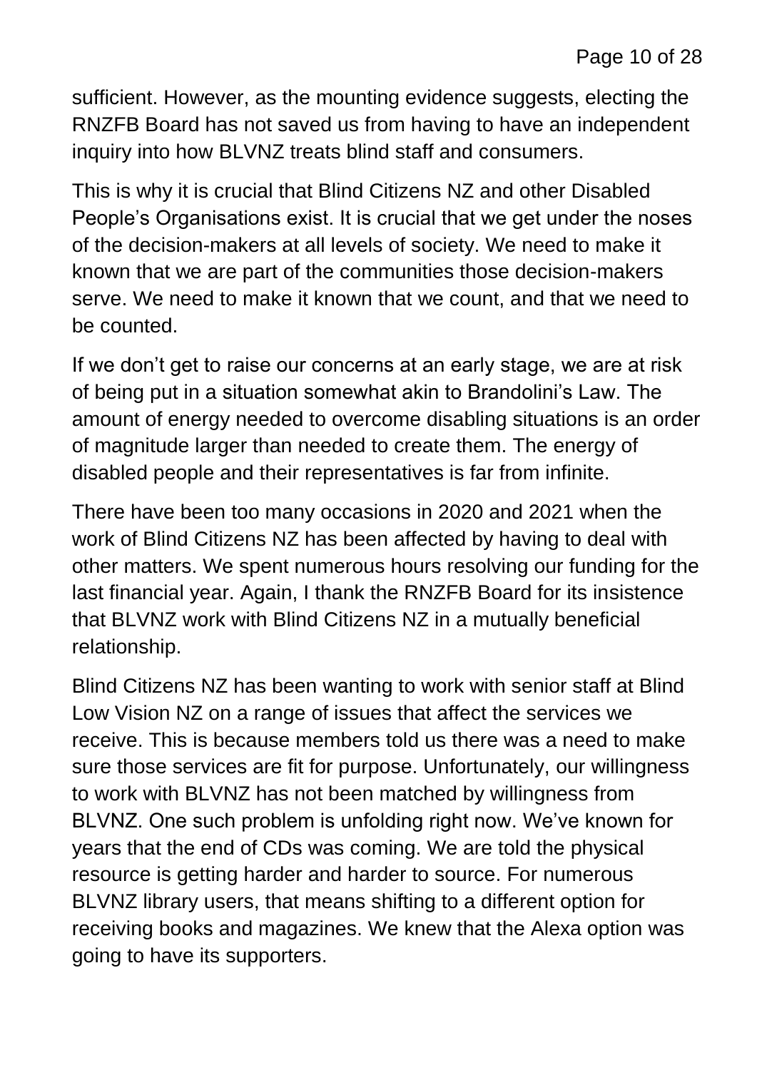sufficient. However, as the mounting evidence suggests, electing the RNZFB Board has not saved us from having to have an independent inquiry into how BLVNZ treats blind staff and consumers.

This is why it is crucial that Blind Citizens NZ and other Disabled People's Organisations exist. It is crucial that we get under the noses of the decision-makers at all levels of society. We need to make it known that we are part of the communities those decision-makers serve. We need to make it known that we count, and that we need to be counted.

If we don't get to raise our concerns at an early stage, we are at risk of being put in a situation somewhat akin to Brandolini's Law. The amount of energy needed to overcome disabling situations is an order of magnitude larger than needed to create them. The energy of disabled people and their representatives is far from infinite.

There have been too many occasions in 2020 and 2021 when the work of Blind Citizens NZ has been affected by having to deal with other matters. We spent numerous hours resolving our funding for the last financial year. Again, I thank the RNZFB Board for its insistence that BLVNZ work with Blind Citizens NZ in a mutually beneficial relationship.

Blind Citizens NZ has been wanting to work with senior staff at Blind Low Vision NZ on a range of issues that affect the services we receive. This is because members told us there was a need to make sure those services are fit for purpose. Unfortunately, our willingness to work with BLVNZ has not been matched by willingness from BLVNZ. One such problem is unfolding right now. We've known for years that the end of CDs was coming. We are told the physical resource is getting harder and harder to source. For numerous BLVNZ library users, that means shifting to a different option for receiving books and magazines. We knew that the Alexa option was going to have its supporters.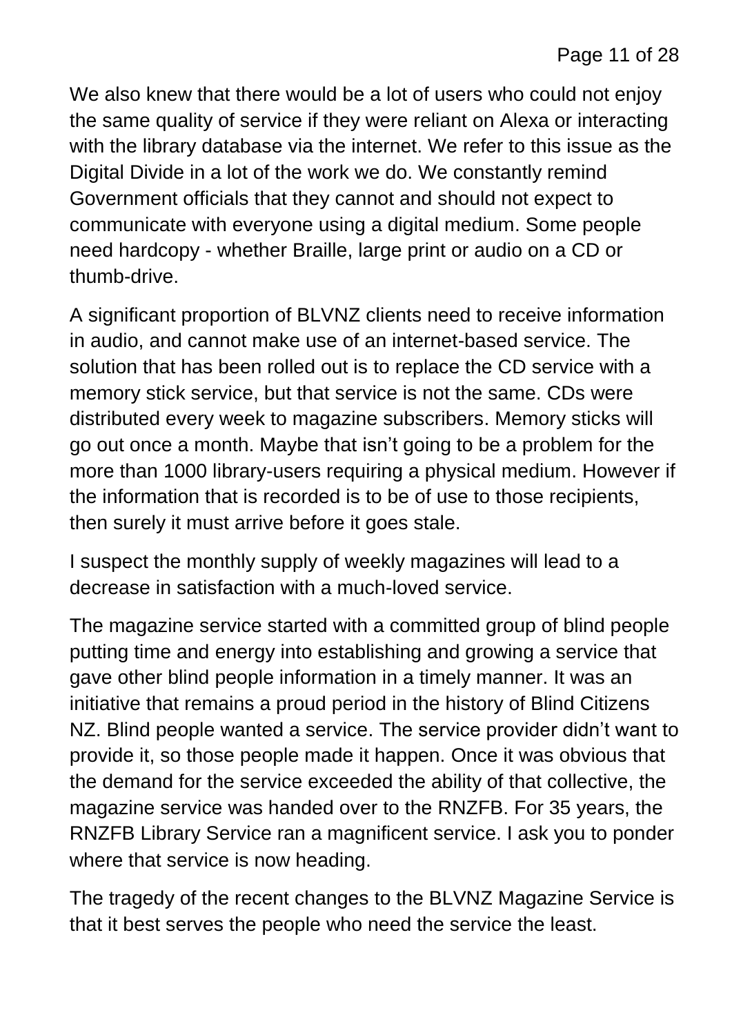We also knew that there would be a lot of users who could not enjoy the same quality of service if they were reliant on Alexa or interacting with the library database via the internet. We refer to this issue as the Digital Divide in a lot of the work we do. We constantly remind Government officials that they cannot and should not expect to communicate with everyone using a digital medium. Some people need hardcopy - whether Braille, large print or audio on a CD or thumb-drive.

A significant proportion of BLVNZ clients need to receive information in audio, and cannot make use of an internet-based service. The solution that has been rolled out is to replace the CD service with a memory stick service, but that service is not the same. CDs were distributed every week to magazine subscribers. Memory sticks will go out once a month. Maybe that isn't going to be a problem for the more than 1000 library-users requiring a physical medium. However if the information that is recorded is to be of use to those recipients, then surely it must arrive before it goes stale.

I suspect the monthly supply of weekly magazines will lead to a decrease in satisfaction with a much-loved service.

The magazine service started with a committed group of blind people putting time and energy into establishing and growing a service that gave other blind people information in a timely manner. It was an initiative that remains a proud period in the history of Blind Citizens NZ. Blind people wanted a service. The service provider didn't want to provide it, so those people made it happen. Once it was obvious that the demand for the service exceeded the ability of that collective, the magazine service was handed over to the RNZFB. For 35 years, the RNZFB Library Service ran a magnificent service. I ask you to ponder where that service is now heading.

The tragedy of the recent changes to the BLVNZ Magazine Service is that it best serves the people who need the service the least.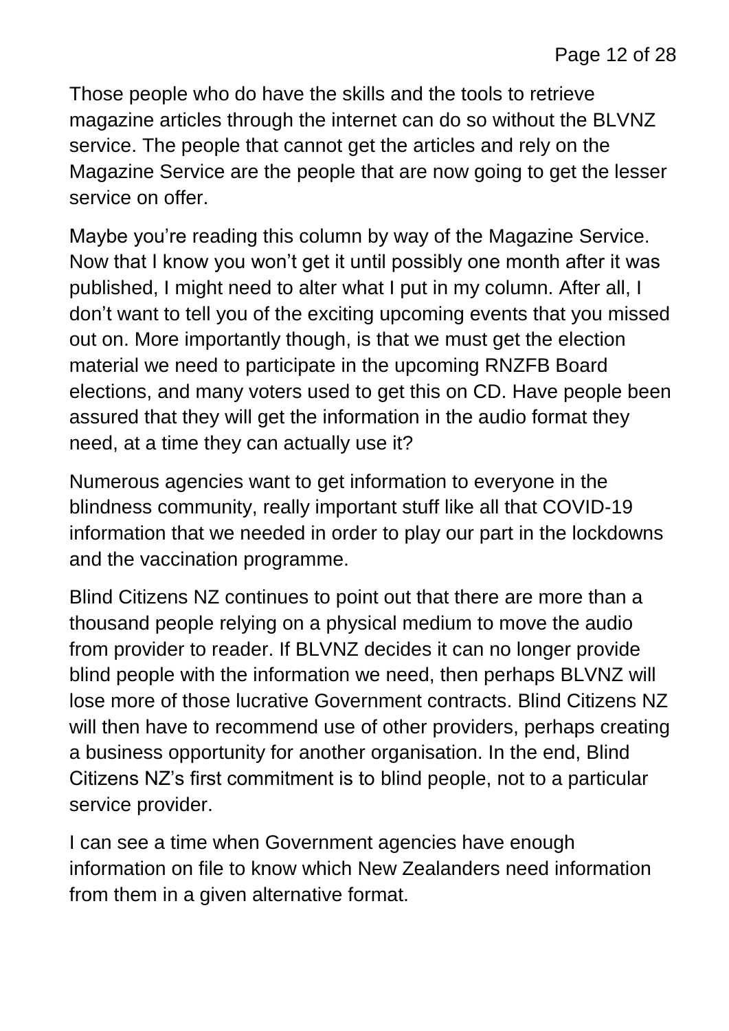Those people who do have the skills and the tools to retrieve magazine articles through the internet can do so without the BLVNZ service. The people that cannot get the articles and rely on the Magazine Service are the people that are now going to get the lesser service on offer.

Maybe you're reading this column by way of the Magazine Service. Now that I know you won't get it until possibly one month after it was published, I might need to alter what I put in my column. After all, I don't want to tell you of the exciting upcoming events that you missed out on. More importantly though, is that we must get the election material we need to participate in the upcoming RNZFB Board elections, and many voters used to get this on CD. Have people been assured that they will get the information in the audio format they need, at a time they can actually use it?

Numerous agencies want to get information to everyone in the blindness community, really important stuff like all that COVID-19 information that we needed in order to play our part in the lockdowns and the vaccination programme.

Blind Citizens NZ continues to point out that there are more than a thousand people relying on a physical medium to move the audio from provider to reader. If BLVNZ decides it can no longer provide blind people with the information we need, then perhaps BLVNZ will lose more of those lucrative Government contracts. Blind Citizens NZ will then have to recommend use of other providers, perhaps creating a business opportunity for another organisation. In the end, Blind Citizens NZ's first commitment is to blind people, not to a particular service provider.

I can see a time when Government agencies have enough information on file to know which New Zealanders need information from them in a given alternative format.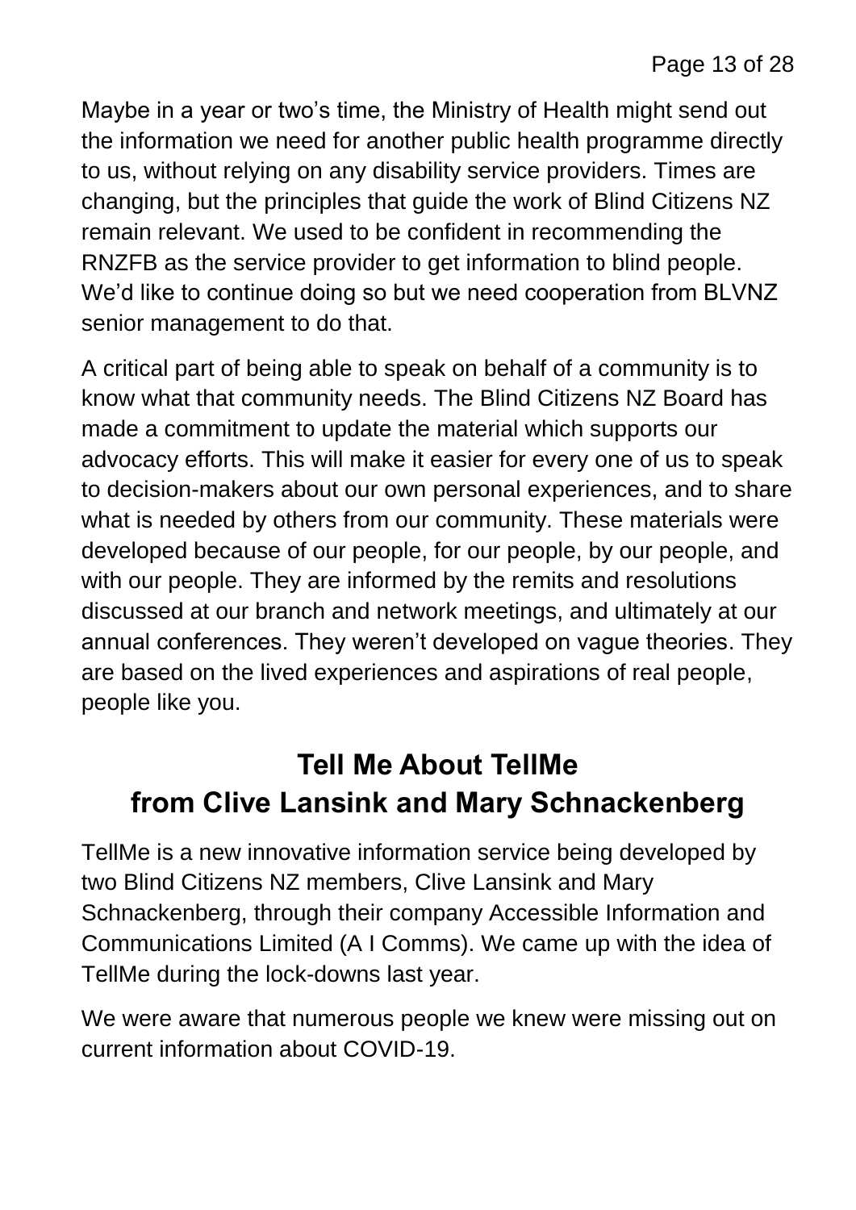Maybe in a year or two's time, the Ministry of Health might send out the information we need for another public health programme directly to us, without relying on any disability service providers. Times are changing, but the principles that guide the work of Blind Citizens NZ remain relevant. We used to be confident in recommending the RNZFB as the service provider to get information to blind people. We'd like to continue doing so but we need cooperation from BLVNZ senior management to do that.

A critical part of being able to speak on behalf of a community is to know what that community needs. The Blind Citizens NZ Board has made a commitment to update the material which supports our advocacy efforts. This will make it easier for every one of us to speak to decision-makers about our own personal experiences, and to share what is needed by others from our community. These materials were developed because of our people, for our people, by our people, and with our people. They are informed by the remits and resolutions discussed at our branch and network meetings, and ultimately at our annual conferences. They weren't developed on vague theories. They are based on the lived experiences and aspirations of real people, people like you.

## Tell Me About TellMe from Clive Lansink and Mary Schnackenberg

TellMe is a new innovative information service being developed by two Blind Citizens NZ members, Clive Lansink and Mary Schnackenberg, through their company Accessible Information and Communications Limited (A I Comms). We came up with the idea of TellMe during the lock-downs last year.

We were aware that numerous people we knew were missing out on current information about COVID-19.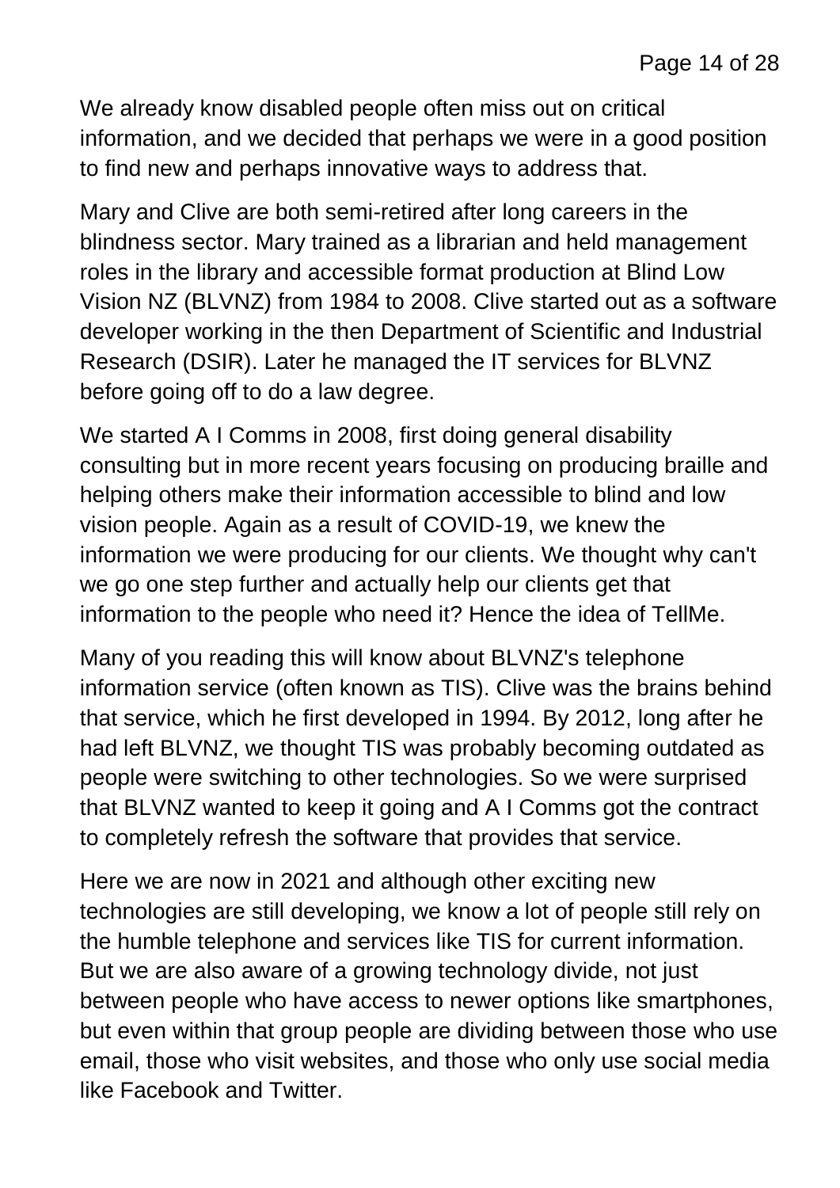We already know disabled people often miss out on critical information, and we decided that perhaps we were in a good position to find new and perhaps innovative ways to address that.

Mary and Clive are both semi-retired after long careers in the blindness sector. Mary trained as a librarian and held management roles in the library and accessible format production at Blind Low Vision NZ (BLVNZ) from 1984 to 2008. Clive started out as a software developer working in the then Department of Scientific and Industrial Research (DSIR). Later he managed the IT services for BLVNZ before going off to do a law degree.

We started A I Comms in 2008, first doing general disability consulting but in more recent years focusing on producing braille and helping others make their information accessible to blind and low vision people. Again as a result of COVID-19, we knew the information we were producing for our clients. We thought why can't we go one step further and actually help our clients get that information to the people who need it? Hence the idea of TellMe.

Many of you reading this will know about BLVNZ's telephone information service (often known as TIS). Clive was the brains behind that service, which he first developed in 1994. By 2012, long after he had left BLVNZ, we thought TIS was probably becoming outdated as people were switching to other technologies. So we were surprised that BLVNZ wanted to keep it going and A I Comms got the contract to completely refresh the software that provides that service.

Here we are now in 2021 and although other exciting new technologies are still developing, we know a lot of people still rely on the humble telephone and services like TIS for current information. But we are also aware of a growing technology divide, not just between people who have access to newer options like smartphones, but even within that group people are dividing between those who use email, those who visit websites, and those who only use social media like Facebook and Twitter.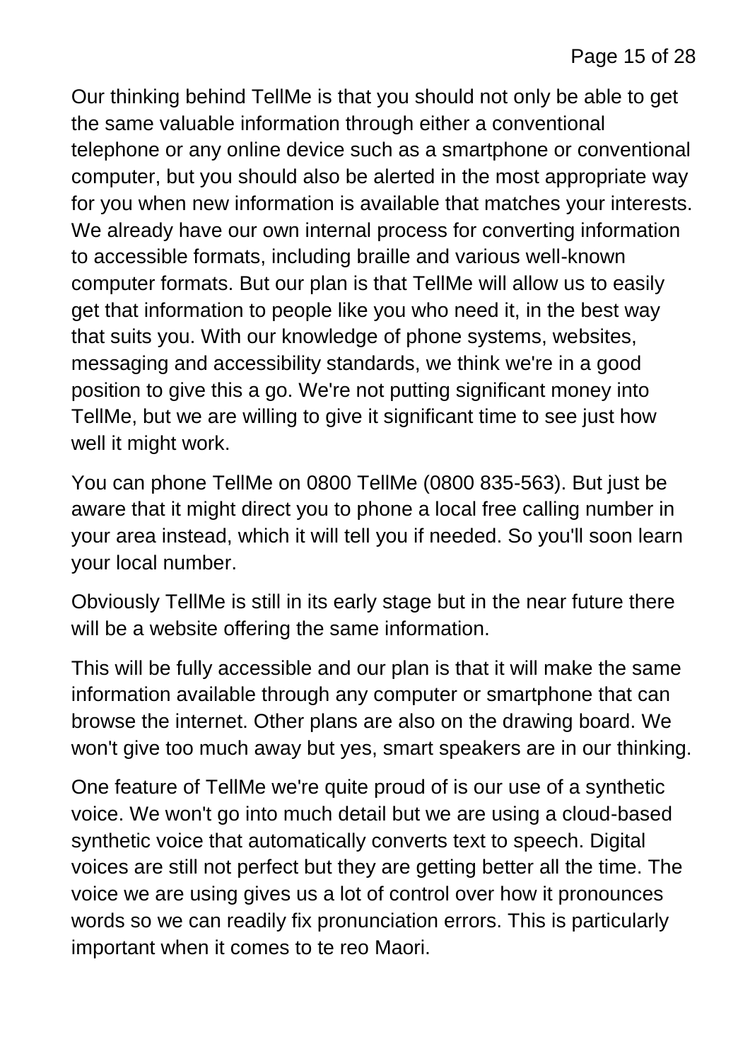Our thinking behind TellMe is that you should not only be able to get the same valuable information through either a conventional telephone or any online device such as a smartphone or conventional computer, but you should also be alerted in the most appropriate way for you when new information is available that matches your interests. We already have our own internal process for converting information to accessible formats, including braille and various well-known computer formats. But our plan is that TellMe will allow us to easily get that information to people like you who need it, in the best way that suits you. With our knowledge of phone systems, websites, messaging and accessibility standards, we think we're in a good position to give this a go. We're not putting significant money into TellMe, but we are willing to give it significant time to see just how well it might work.

You can phone TellMe on 0800 TellMe (0800 835-563). But just be aware that it might direct you to phone a local free calling number in your area instead, which it will tell you if needed. So you'll soon learn your local number.

Obviously TellMe is still in its early stage but in the near future there will be a website offering the same information.

This will be fully accessible and our plan is that it will make the same information available through any computer or smartphone that can browse the internet. Other plans are also on the drawing board. We won't give too much away but yes, smart speakers are in our thinking.

One feature of TellMe we're quite proud of is our use of a synthetic voice. We won't go into much detail but we are using a cloud-based synthetic voice that automatically converts text to speech. Digital voices are still not perfect but they are getting better all the time. The voice we are using gives us a lot of control over how it pronounces words so we can readily fix pronunciation errors. This is particularly important when it comes to te reo Maori.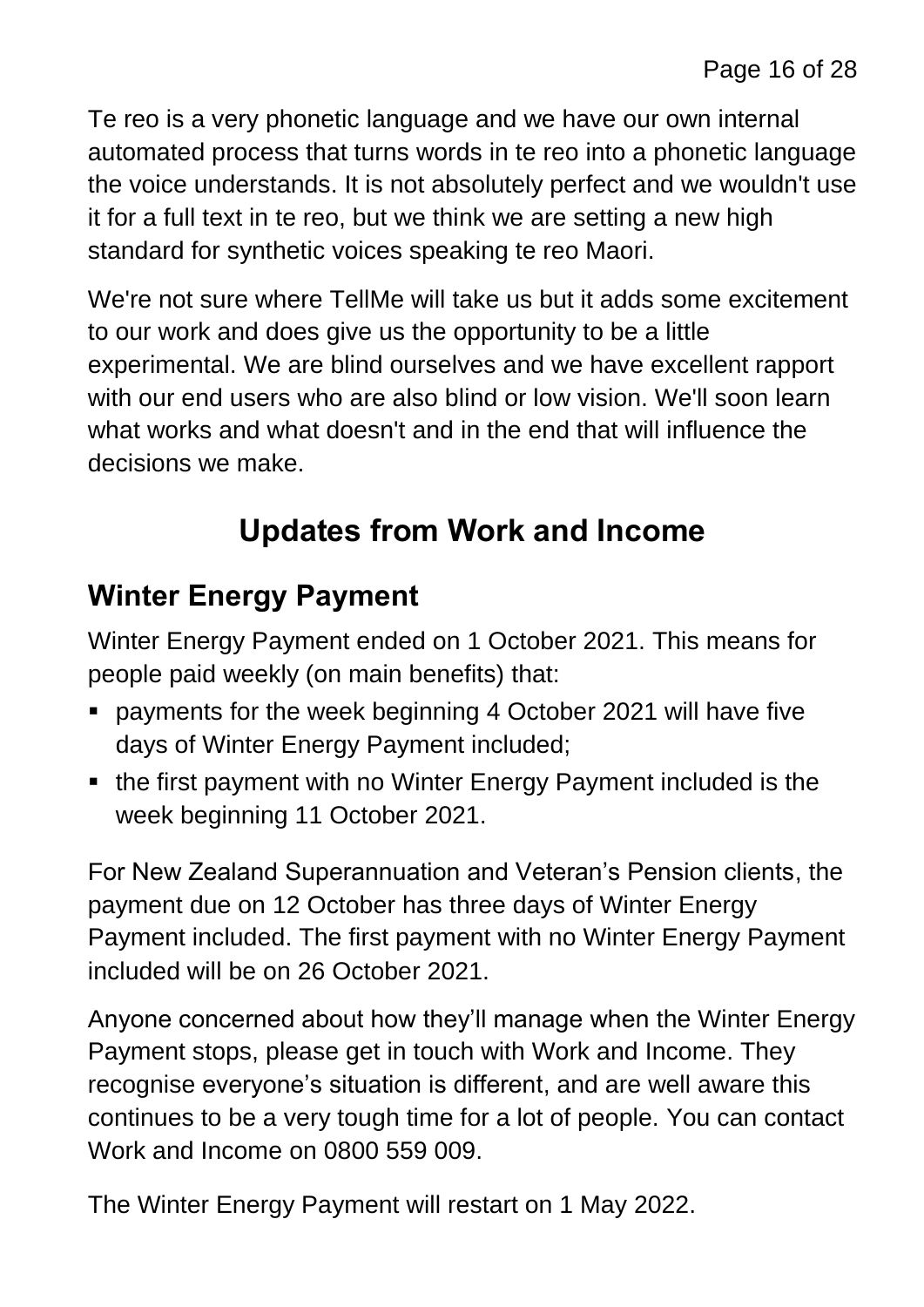Te reo is a very phonetic language and we have our own internal automated process that turns words in te reo into a phonetic language the voice understands. It is not absolutely perfect and we wouldn't use it for a full text in te reo, but we think we are setting a new high standard for synthetic voices speaking te reo Maori.

We're not sure where TellMe will take us but it adds some excitement to our work and does give us the opportunity to be a little experimental. We are blind ourselves and we have excellent rapport with our end users who are also blind or low vision. We'll soon learn what works and what doesn't and in the end that will influence the decisions we make.

# Updates from Work and Income

## Winter Energy Payment

Winter Energy Payment ended on 1 October 2021. This means for people paid weekly (on main benefits) that:

- payments for the week beginning 4 October 2021 will have five days of Winter Energy Payment included;
- the first payment with no Winter Energy Payment included is the week beginning 11 October 2021.

For New Zealand Superannuation and Veteran's Pension clients, the payment due on 12 October has three days of Winter Energy Payment included. The first payment with no Winter Energy Payment included will be on 26 October 2021.

Anyone concerned about how they'll manage when the Winter Energy Payment stops, please get in touch with Work and Income. They recognise everyone's situation is different, and are well aware this continues to be a very tough time for a lot of people. You can contact Work and Income on 0800 559 009.

The Winter Energy Payment will restart on 1 May 2022.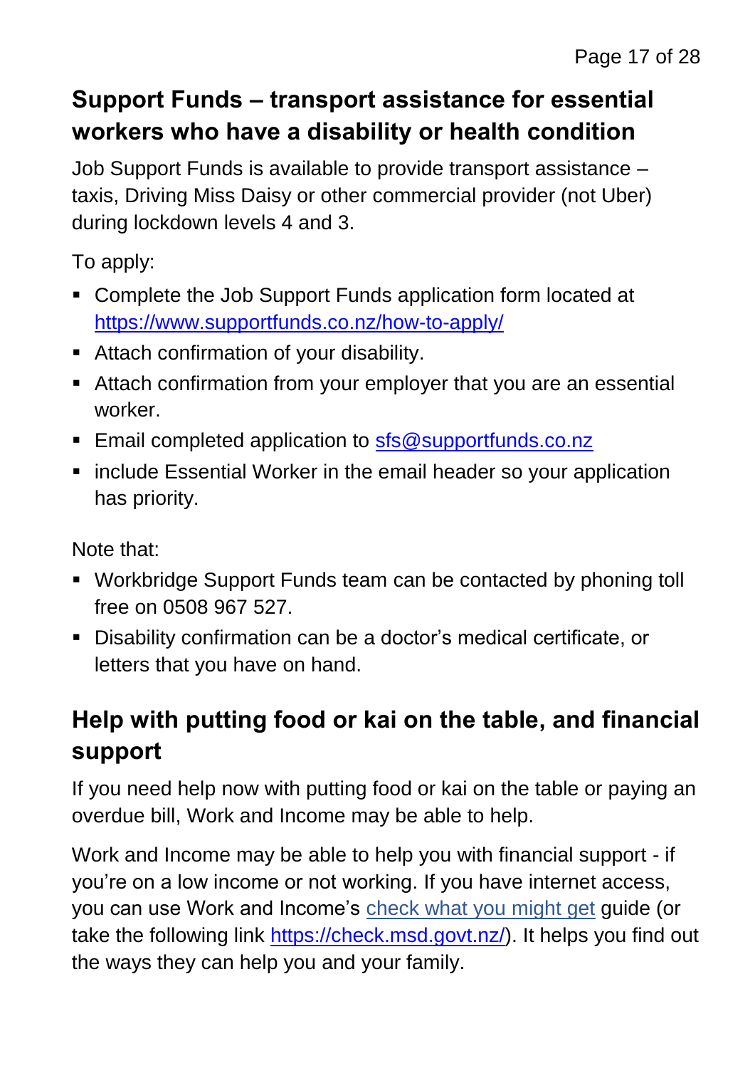## Support Funds – transport assistance for essential workers who have a disability or health condition

Job Support Funds is available to provide transport assistance – taxis, Driving Miss Daisy or other commercial provider (not Uber) during lockdown levels 4 and 3.

To apply:

- Complete the Job Support Funds application form located at [https://www.supportfunds.co.nz/how-to-apply/](https://www.supportfunds.co.nz/how-to-apply/)
- Attach confirmation of your disability.
- Attach confirmation from your employer that you are an essential worker.
- Email completed application to [sfs@supportfunds.co.nz](mailto:sfs@supportfunds.co.nz)
- include Essential Worker in the email header so your application has priority.

Note that:

- Workbridge Support Funds team can be contacted by phoning toll free on 0508 967 527.
- Disability confirmation can be a doctor's medical certificate, or letters that you have on hand.

## Help with putting food or kai on the table, and financial support

If you need help now with putting food or kai on the table or paying an overdue bill, Work and Income may be able to help.

Work and Income may be able to help you with financial support - if you're on a low income or not working. If you have internet access, you can use Work and Income's [check what you might get](https://check.msd.govt.nz/) guide (or take the following link [https://check.msd.govt.nz/](https://check.msd.govt.nz/)). It helps you find out the ways they can help you and your family.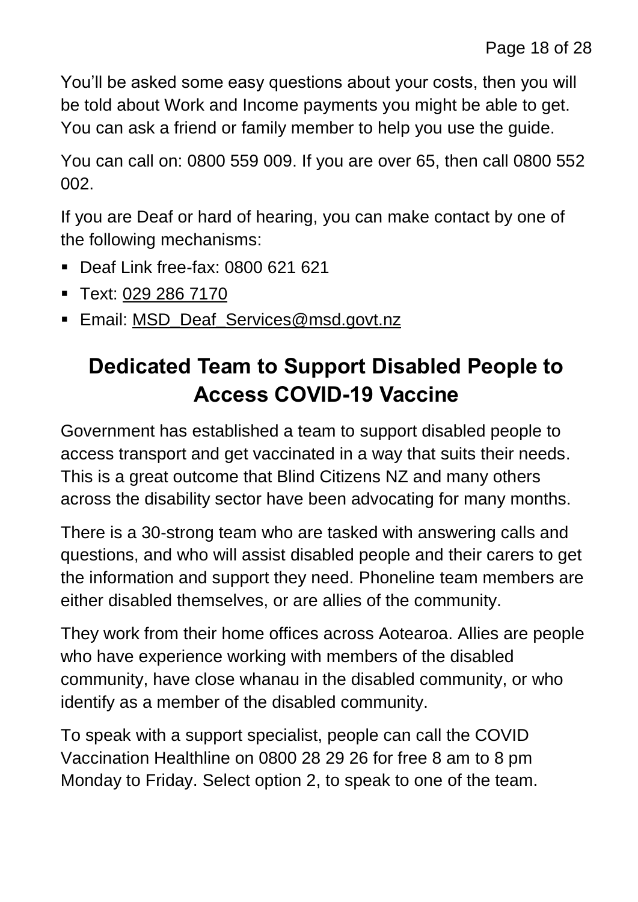You'll be asked some easy questions about your costs, then you will be told about Work and Income payments you might be able to get. You can ask a friend or family member to help you use the guide.

You can call on: 0800 559 009. If you are over 65, then call 0800 552 002.

If you are Deaf or hard of hearing, you can make contact by one of the following mechanisms:

- Deaf Link free-fax: 0800 621 621
- Text: 029 286 7170
- Email: MSD_Deaf_Services@msd.govt.nz

## Dedicated Team to Support Disabled People to Access COVID-19 Vaccine

Government has established a team to support disabled people to access transport and get vaccinated in a way that suits their needs. This is a great outcome that Blind Citizens NZ and many others across the disability sector have been advocating for many months.

There is a 30-strong team who are tasked with answering calls and questions, and who will assist disabled people and their carers to get the information and support they need. Phoneline team members are either disabled themselves, or are allies of the community.

They work from their home offices across Aotearoa. Allies are people who have experience working with members of the disabled community, have close whanau in the disabled community, or who identify as a member of the disabled community.

To speak with a support specialist, people can call the COVID Vaccination Healthline on 0800 28 29 26 for free 8 am to 8 pm Monday to Friday. Select option 2, to speak to one of the team.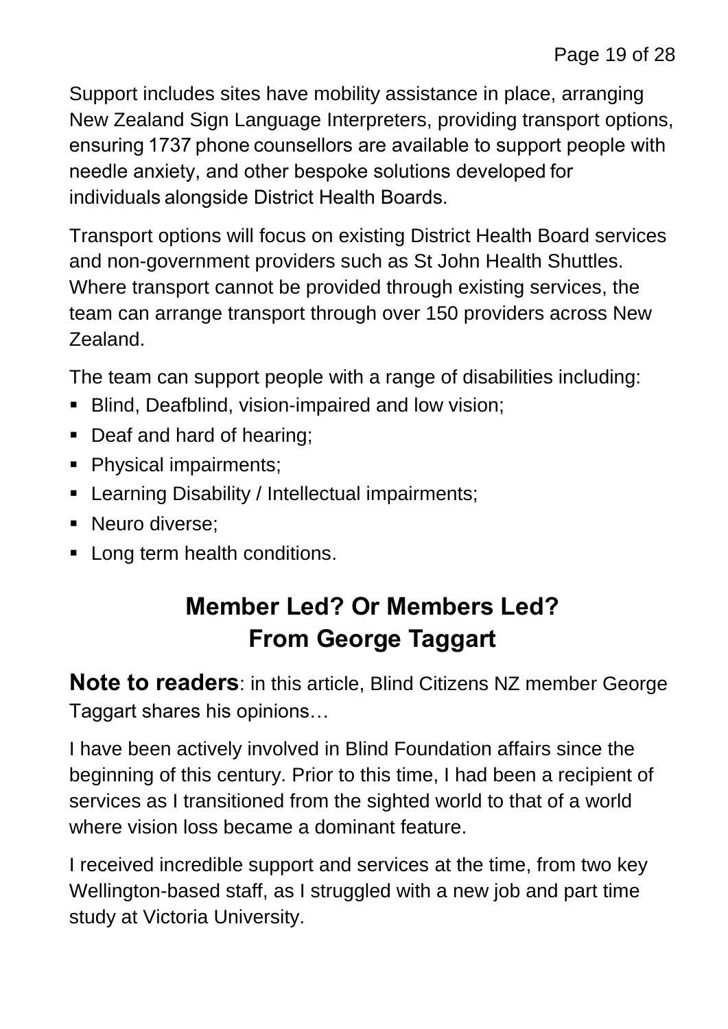Support includes sites have mobility assistance in place, arranging New Zealand Sign Language Interpreters, providing transport options, ensuring 1737 phone counsellors are available to support people with needle anxiety, and other bespoke solutions developed for individuals alongside District Health Boards.

Transport options will focus on existing District Health Board services and non-government providers such as St John Health Shuttles. Where transport cannot be provided through existing services, the team can arrange transport through over 150 providers across New Zealand.

The team can support people with a range of disabilities including:

- Blind, Deafblind, vision-impaired and low vision;
- Deaf and hard of hearing;
- Physical impairments;
- Learning Disability / Intellectual impairments;
- Neuro diverse;
- Long term health conditions.

## Member Led? Or Members Led? From George Taggart

**Note to readers**: in this article, Blind Citizens NZ member George Taggart shares his opinions…

I have been actively involved in Blind Foundation affairs since the beginning of this century. Prior to this time, I had been a recipient of services as I transitioned from the sighted world to that of a world where vision loss became a dominant feature.

I received incredible support and services at the time, from two key Wellington-based staff, as I struggled with a new job and part time study at Victoria University.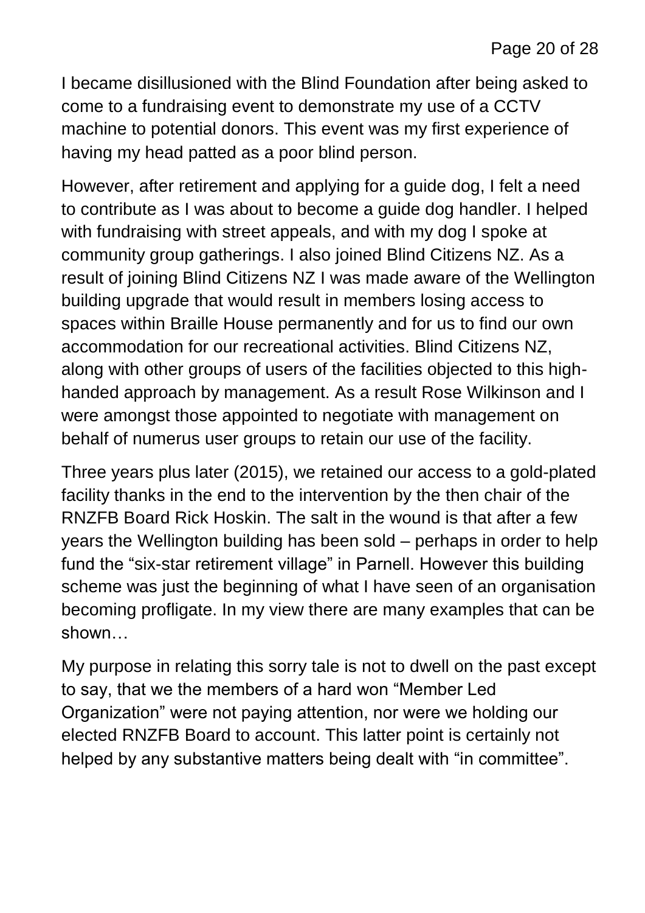I became disillusioned with the Blind Foundation after being asked to come to a fundraising event to demonstrate my use of a CCTV machine to potential donors. This event was my first experience of having my head patted as a poor blind person.

However, after retirement and applying for a guide dog, I felt a need to contribute as I was about to become a guide dog handler. I helped with fundraising with street appeals, and with my dog I spoke at community group gatherings. I also joined Blind Citizens NZ. As a result of joining Blind Citizens NZ I was made aware of the Wellington building upgrade that would result in members losing access to spaces within Braille House permanently and for us to find our own accommodation for our recreational activities. Blind Citizens NZ, along with other groups of users of the facilities objected to this high-handed approach by management. As a result Rose Wilkinson and I were amongst those appointed to negotiate with management on behalf of numerus user groups to retain our use of the facility.

Three years plus later (2015), we retained our access to a gold-plated facility thanks in the end to the intervention by the then chair of the RNZFB Board Rick Hoskin. The salt in the wound is that after a few years the Wellington building has been sold – perhaps in order to help fund the "six-star retirement village" in Parnell. However this building scheme was just the beginning of what I have seen of an organisation becoming profligate. In my view there are many examples that can be shown…

My purpose in relating this sorry tale is not to dwell on the past except to say, that we the members of a hard won "Member Led Organization" were not paying attention, nor were we holding our elected RNZFB Board to account. This latter point is certainly not helped by any substantive matters being dealt with "in committee".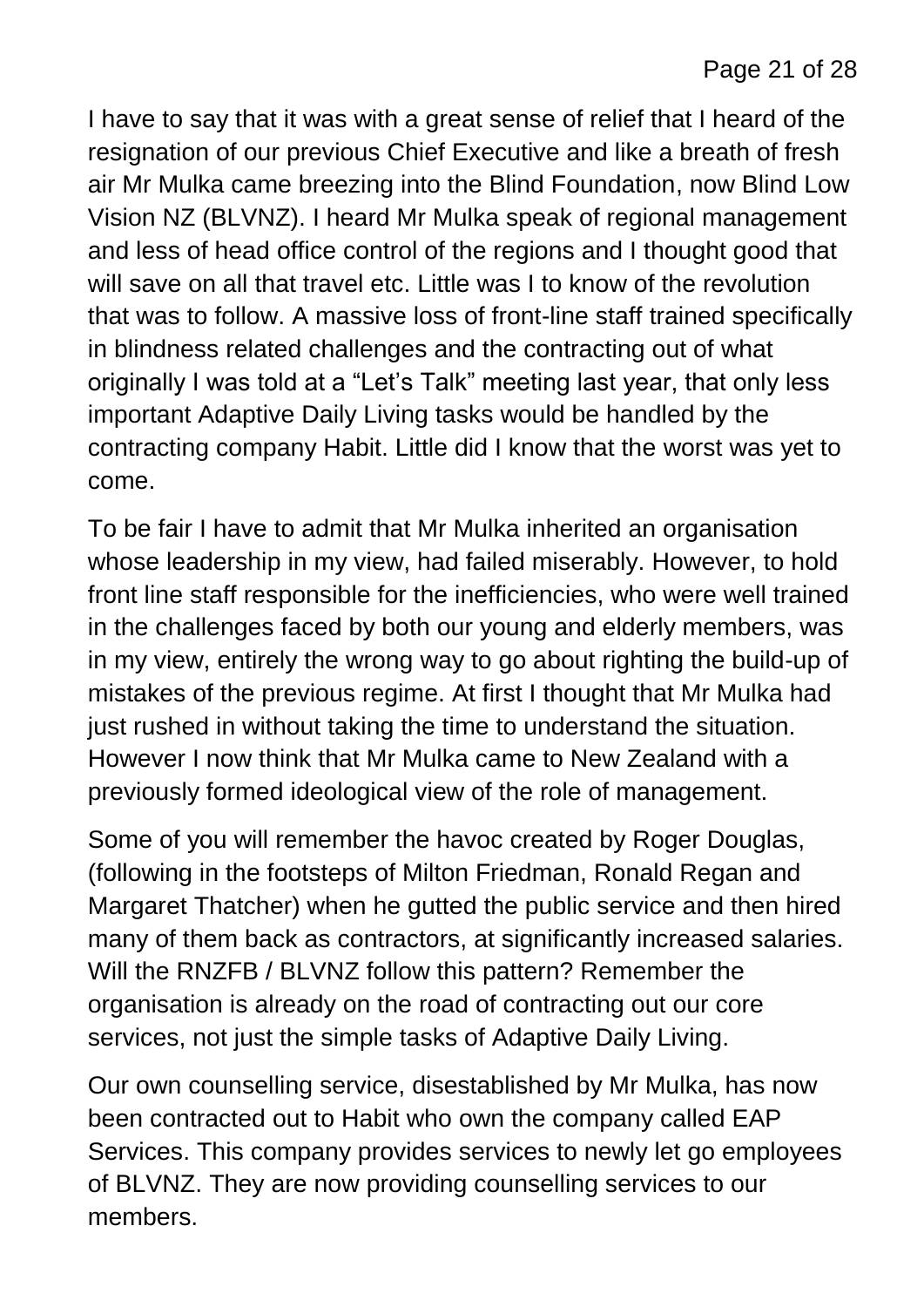I have to say that it was with a great sense of relief that I heard of the resignation of our previous Chief Executive and like a breath of fresh air Mr Mulka came breezing into the Blind Foundation, now Blind Low Vision NZ (BLVNZ). I heard Mr Mulka speak of regional management and less of head office control of the regions and I thought good that will save on all that travel etc. Little was I to know of the revolution that was to follow. A massive loss of front-line staff trained specifically in blindness related challenges and the contracting out of what originally I was told at a "Let's Talk" meeting last year, that only less important Adaptive Daily Living tasks would be handled by the contracting company Habit. Little did I know that the worst was yet to come.

To be fair I have to admit that Mr Mulka inherited an organisation whose leadership in my view, had failed miserably. However, to hold front line staff responsible for the inefficiencies, who were well trained in the challenges faced by both our young and elderly members, was in my view, entirely the wrong way to go about righting the build-up of mistakes of the previous regime. At first I thought that Mr Mulka had just rushed in without taking the time to understand the situation. However I now think that Mr Mulka came to New Zealand with a previously formed ideological view of the role of management.

Some of you will remember the havoc created by Roger Douglas, (following in the footsteps of Milton Friedman, Ronald Regan and Margaret Thatcher) when he gutted the public service and then hired many of them back as contractors, at significantly increased salaries. Will the RNZFB / BLVNZ follow this pattern? Remember the organisation is already on the road of contracting out our core services, not just the simple tasks of Adaptive Daily Living.

Our own counselling service, disestablished by Mr Mulka, has now been contracted out to Habit who own the company called EAP Services. This company provides services to newly let go employees of BLVNZ. They are now providing counselling services to our members.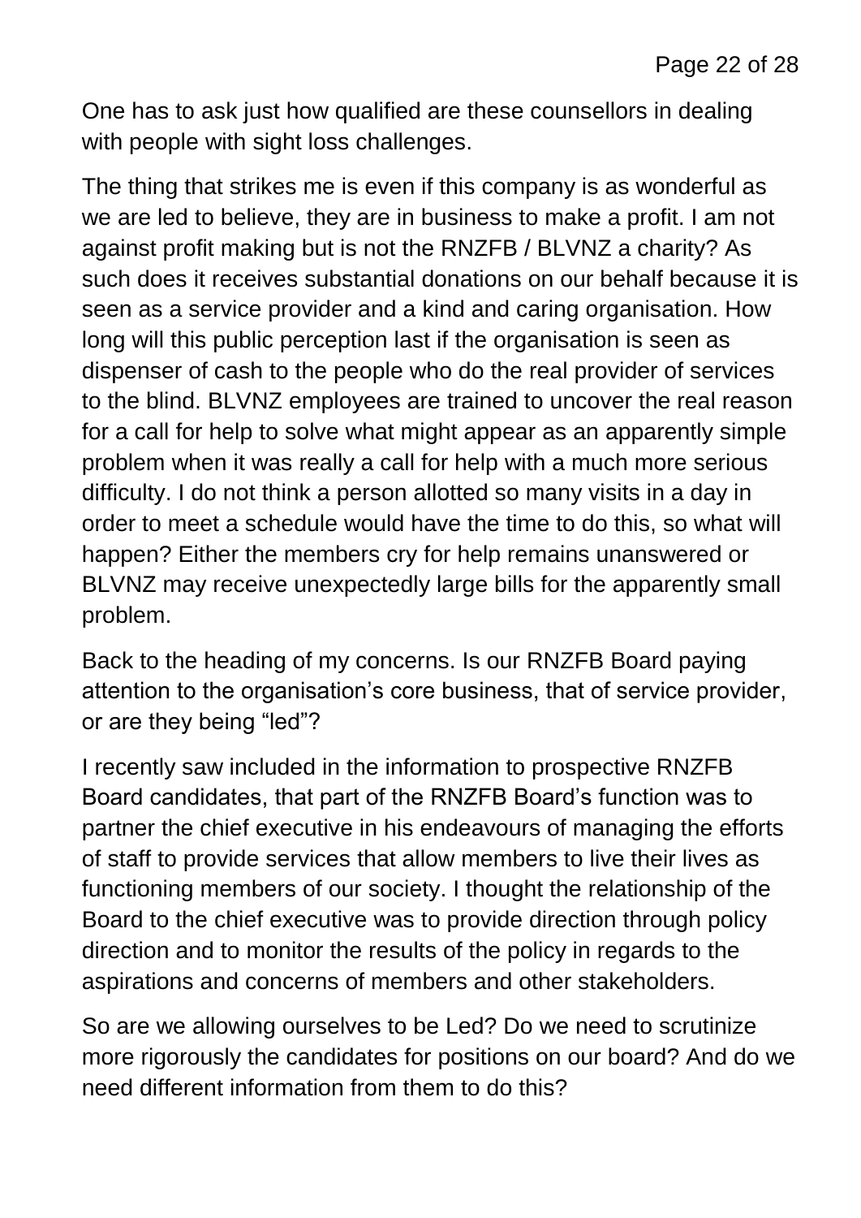One has to ask just how qualified are these counsellors in dealing with people with sight loss challenges.

The thing that strikes me is even if this company is as wonderful as we are led to believe, they are in business to make a profit. I am not against profit making but is not the RNZFB / BLVNZ a charity? As such does it receives substantial donations on our behalf because it is seen as a service provider and a kind and caring organisation. How long will this public perception last if the organisation is seen as dispenser of cash to the people who do the real provider of services to the blind. BLVNZ employees are trained to uncover the real reason for a call for help to solve what might appear as an apparently simple problem when it was really a call for help with a much more serious difficulty. I do not think a person allotted so many visits in a day in order to meet a schedule would have the time to do this, so what will happen? Either the members cry for help remains unanswered or BLVNZ may receive unexpectedly large bills for the apparently small problem.

Back to the heading of my concerns. Is our RNZFB Board paying attention to the organisation's core business, that of service provider, or are they being "led"?

I recently saw included in the information to prospective RNZFB Board candidates, that part of the RNZFB Board's function was to partner the chief executive in his endeavours of managing the efforts of staff to provide services that allow members to live their lives as functioning members of our society. I thought the relationship of the Board to the chief executive was to provide direction through policy direction and to monitor the results of the policy in regards to the aspirations and concerns of members and other stakeholders.

So are we allowing ourselves to be Led? Do we need to scrutinize more rigorously the candidates for positions on our board? And do we need different information from them to do this?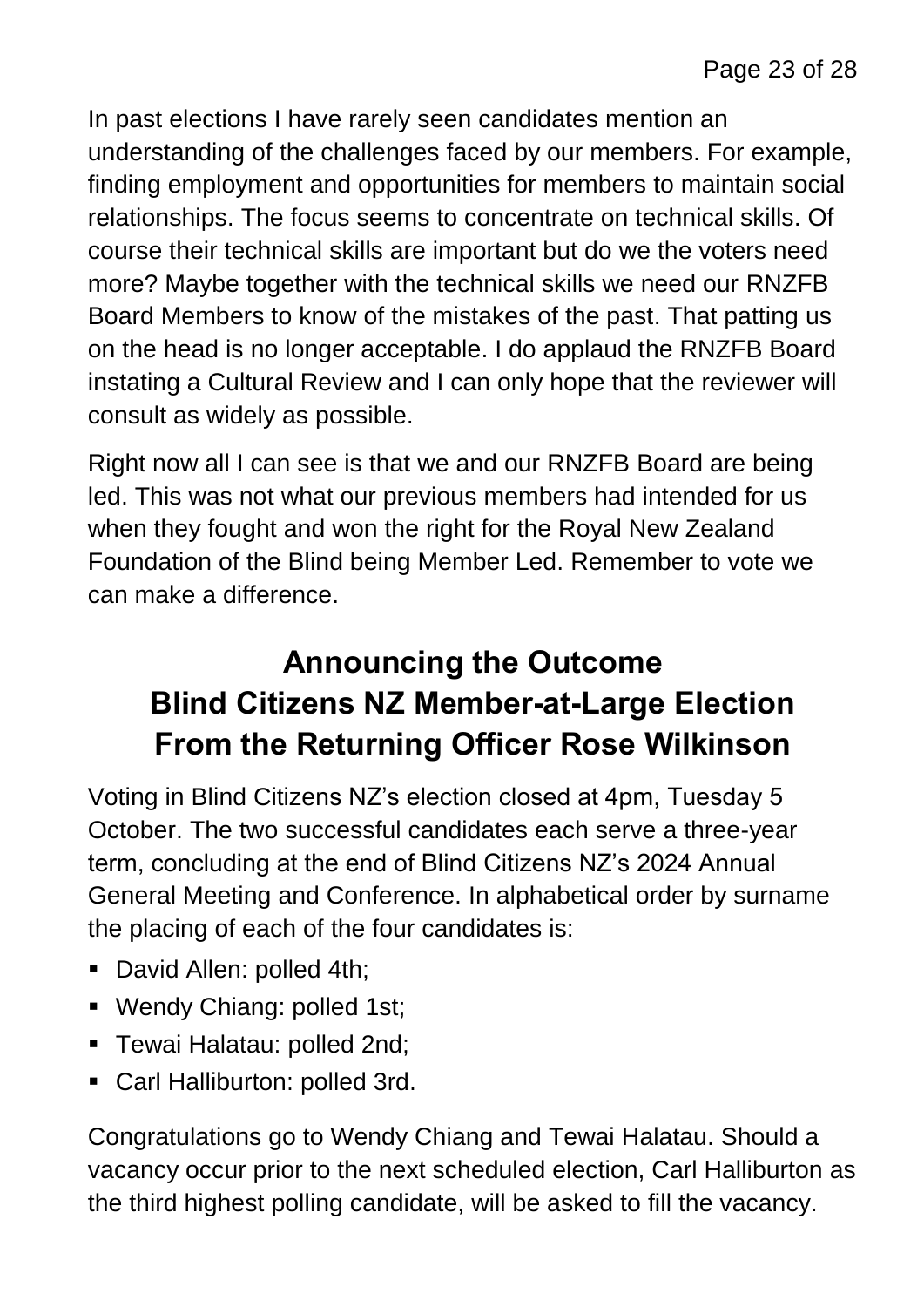In past elections I have rarely seen candidates mention an understanding of the challenges faced by our members. For example, finding employment and opportunities for members to maintain social relationships. The focus seems to concentrate on technical skills. Of course their technical skills are important but do we the voters need more? Maybe together with the technical skills we need our RNZFB Board Members to know of the mistakes of the past. That patting us on the head is no longer acceptable. I do applaud the RNZFB Board instating a Cultural Review and I can only hope that the reviewer will consult as widely as possible.

Right now all I can see is that we and our RNZFB Board are being led. This was not what our previous members had intended for us when they fought and won the right for the Royal New Zealand Foundation of the Blind being Member Led. Remember to vote we can make a difference.

## Announcing the Outcome Blind Citizens NZ Member-at-Large Election From the Returning Officer Rose Wilkinson

Voting in Blind Citizens NZ's election closed at 4pm, Tuesday 5 October. The two successful candidates each serve a three-year term, concluding at the end of Blind Citizens NZ's 2024 Annual General Meeting and Conference. In alphabetical order by surname the placing of each of the four candidates is:

- David Allen: polled 4th;
- Wendy Chiang: polled 1st;
- Tewai Halatau: polled 2nd;
- Carl Halliburton: polled 3rd.

Congratulations go to Wendy Chiang and Tewai Halatau. Should a vacancy occur prior to the next scheduled election, Carl Halliburton as the third highest polling candidate, will be asked to fill the vacancy.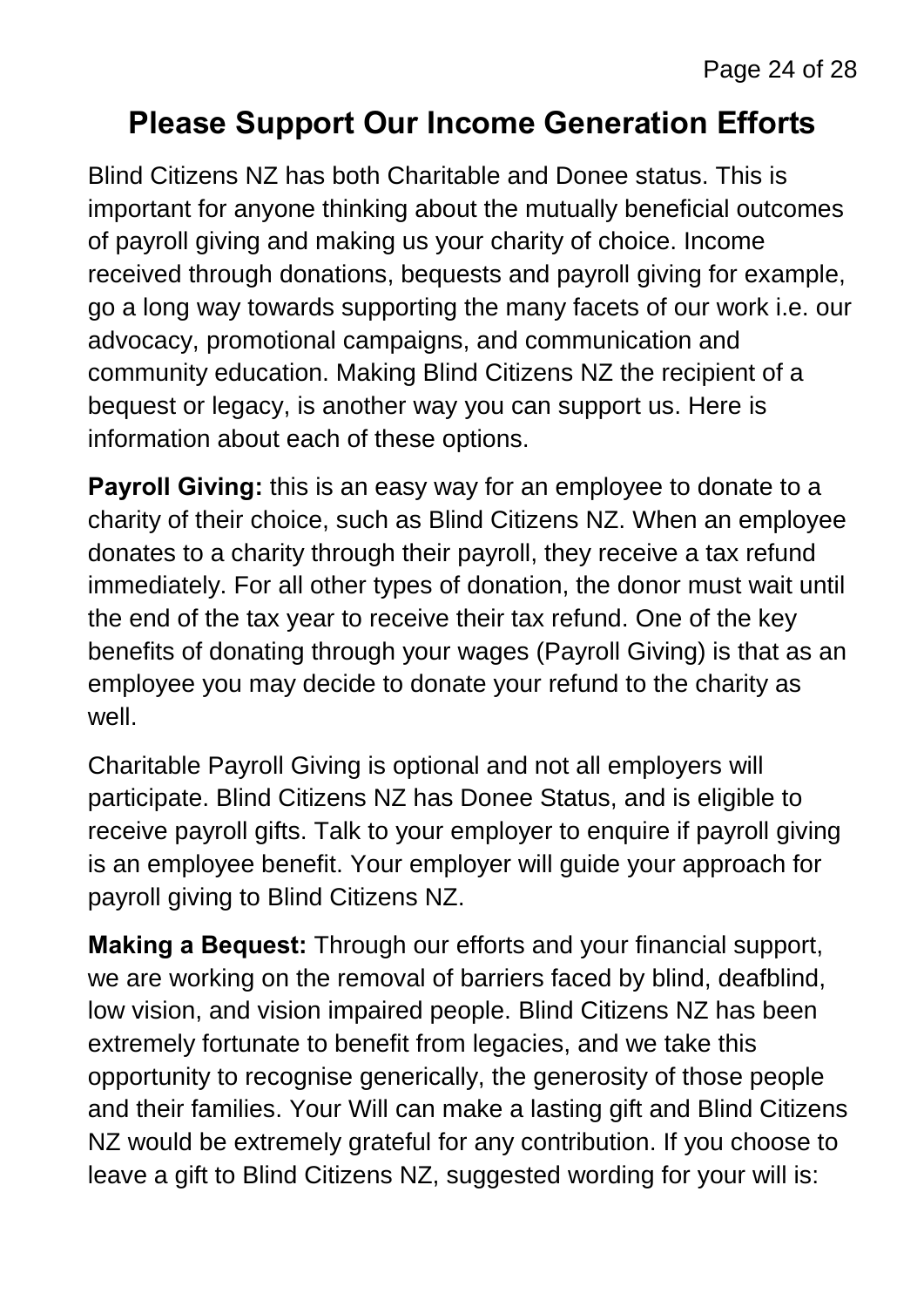## Please Support Our Income Generation Efforts

Blind Citizens NZ has both Charitable and Donee status. This is important for anyone thinking about the mutually beneficial outcomes of payroll giving and making us your charity of choice. Income received through donations, bequests and payroll giving for example, go a long way towards supporting the many facets of our work i.e. our advocacy, promotional campaigns, and communication and community education. Making Blind Citizens NZ the recipient of a bequest or legacy, is another way you can support us. Here is information about each of these options.

**Payroll Giving:** this is an easy way for an employee to donate to a charity of their choice, such as Blind Citizens NZ. When an employee donates to a charity through their payroll, they receive a tax refund immediately. For all other types of donation, the donor must wait until the end of the tax year to receive their tax refund. One of the key benefits of donating through your wages (Payroll Giving) is that as an employee you may decide to donate your refund to the charity as well.

Charitable Payroll Giving is optional and not all employers will participate. Blind Citizens NZ has Donee Status, and is eligible to receive payroll gifts. Talk to your employer to enquire if payroll giving is an employee benefit. Your employer will guide your approach for payroll giving to Blind Citizens NZ.

**Making a Bequest:** Through our efforts and your financial support, we are working on the removal of barriers faced by blind, deafblind, low vision, and vision impaired people. Blind Citizens NZ has been extremely fortunate to benefit from legacies, and we take this opportunity to recognise generically, the generosity of those people and their families. Your Will can make a lasting gift and Blind Citizens NZ would be extremely grateful for any contribution. If you choose to leave a gift to Blind Citizens NZ, suggested wording for your will is: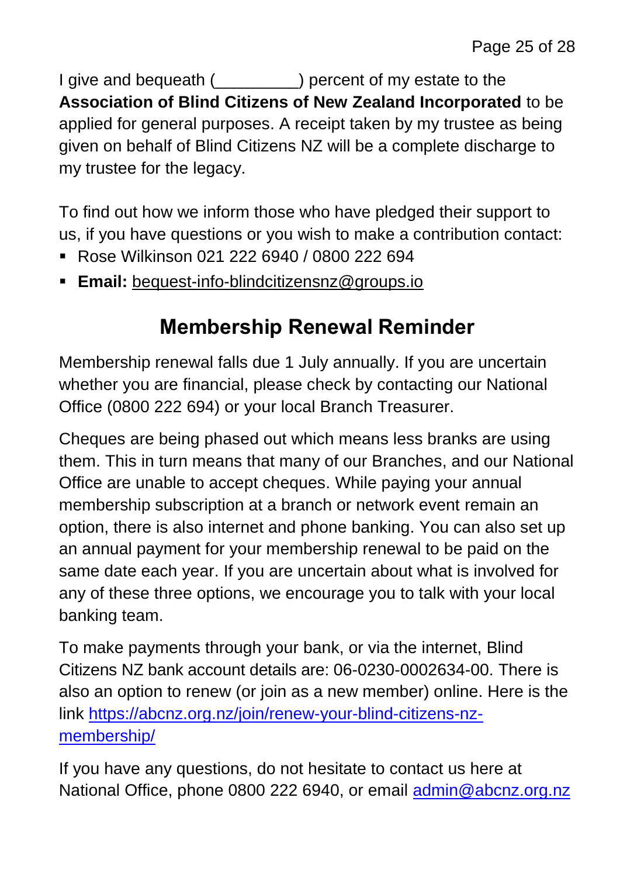I give and bequeath (_________) percent of my estate to the **Association of Blind Citizens of New Zealand Incorporated** to be applied for general purposes. A receipt taken by my trustee as being given on behalf of Blind Citizens NZ will be a complete discharge to my trustee for the legacy.

To find out how we inform those who have pledged their support to us, if you have questions or you wish to make a contribution contact:

- Rose Wilkinson 021 222 6940 / 0800 222 694
- **Email:** bequest-info-blindcitizensnz@groups.io

## Membership Renewal Reminder

Membership renewal falls due 1 July annually. If you are uncertain whether you are financial, please check by contacting our National Office (0800 222 694) or your local Branch Treasurer.

Cheques are being phased out which means less branks are using them. This in turn means that many of our Branches, and our National Office are unable to accept cheques. While paying your annual membership subscription at a branch or network event remain an option, there is also internet and phone banking. You can also set up an annual payment for your membership renewal to be paid on the same date each year. If you are uncertain about what is involved for any of these three options, we encourage you to talk with your local banking team.

To make payments through your bank, or via the internet, Blind Citizens NZ bank account details are: 06-0230-0002634-00. There is also an option to renew (or join as a new member) online. Here is the link https://abcnz.org.nz/join/renew-your-blind-citizens-nz-membership/

If you have any questions, do not hesitate to contact us here at National Office, phone 0800 222 6940, or email admin@abcnz.org.nz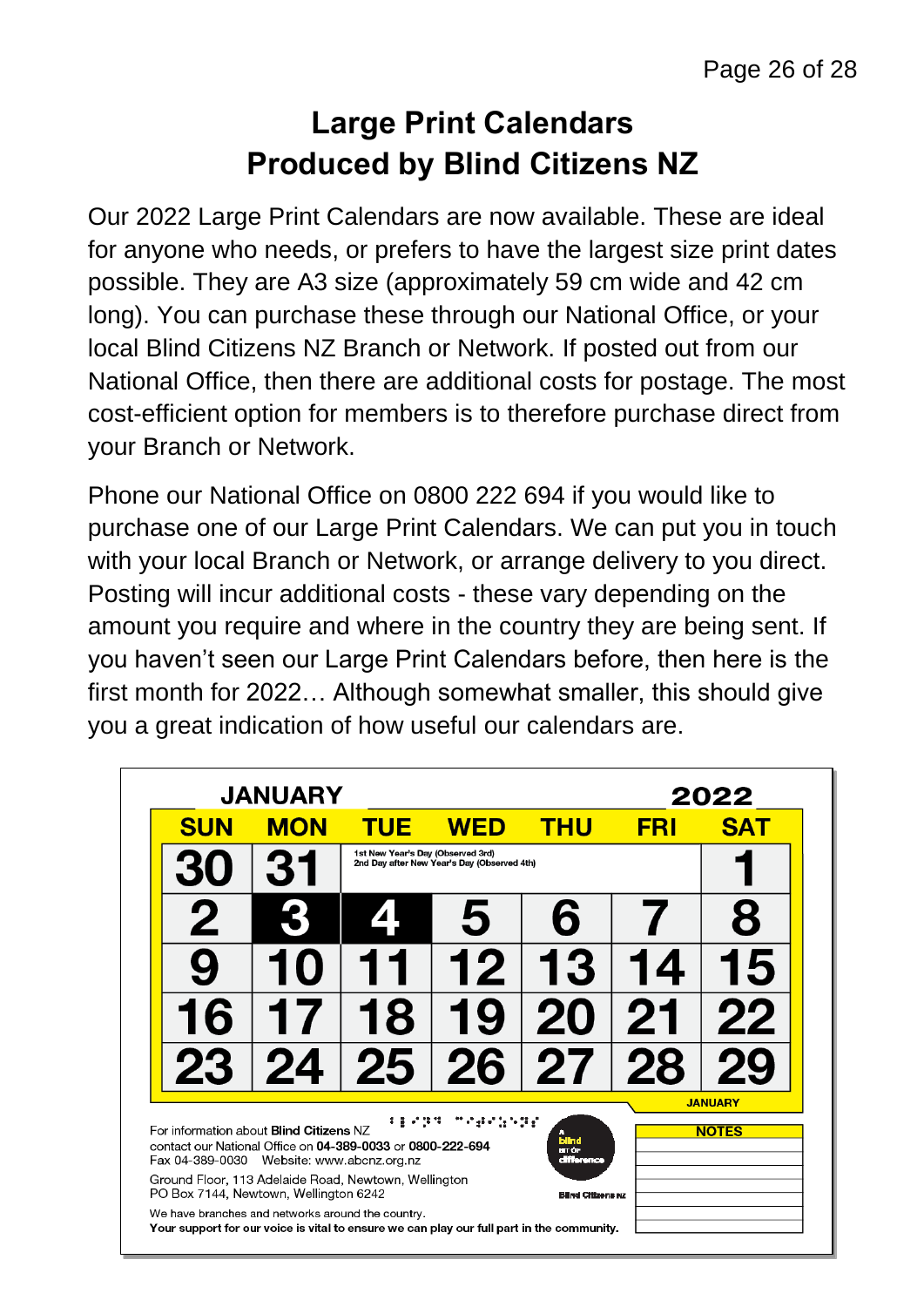# Large Print Calendars Produced by Blind Citizens NZ

Our 2022 Large Print Calendars are now available. These are ideal for anyone who needs, or prefers to have the largest size print dates possible. They are A3 size (approximately 59 cm wide and 42 cm long). You can purchase these through our National Office, or your local Blind Citizens NZ Branch or Network. If posted out from our National Office, then there are additional costs for postage. The most cost-efficient option for members is to therefore purchase direct from your Branch or Network.

Phone our National Office on 0800 222 694 if you would like to purchase one of our Large Print Calendars. We can put you in touch with your local Branch or Network, or arrange delivery to you direct. Posting will incur additional costs - these vary depending on the amount you require and where in the country they are being sent. If you haven't seen our Large Print Calendars before, then here is the first month for 2022… Although somewhat smaller, this should give you a great indication of how useful our calendars are.

**JANUARY 2022**

| SUN | MON | TUE | WED | THU | FRI | SAT |
|---|---|---|---|---|---|---|
| 30 | 31 | 1st New Year's Day (Observed 3rd) 2nd Day after New Year's Day (Observed 4th) | | | | 1 |
| 2 | 3 | 4 | 5 | 6 | 7 | 8 |
| 9 | 10 | 11 | 12 | 13 | 14 | 15 |
| 16 | 17 | 18 | 19 | 20 | 21 | 22 |
| 23 | 24 | 25 | 26 | 27 | 28 | 29 |

JANUARY

For information about **Blind Citizens** NZ
contact our National Office on **04-389-0033** or **0800-222-694**
Fax 04-389-0030 Website: www.abcnz.org.nz

Ground Floor, 113 Adelaide Road, Newtown, Wellington
PO Box 7144, Newtown, Wellington 6242

We have branches and networks around the country.
**Your support for our voice is vital to ensure we can play our full part in the community.**

A blind bit of difference

Blind Citizens NZ

**NOTES**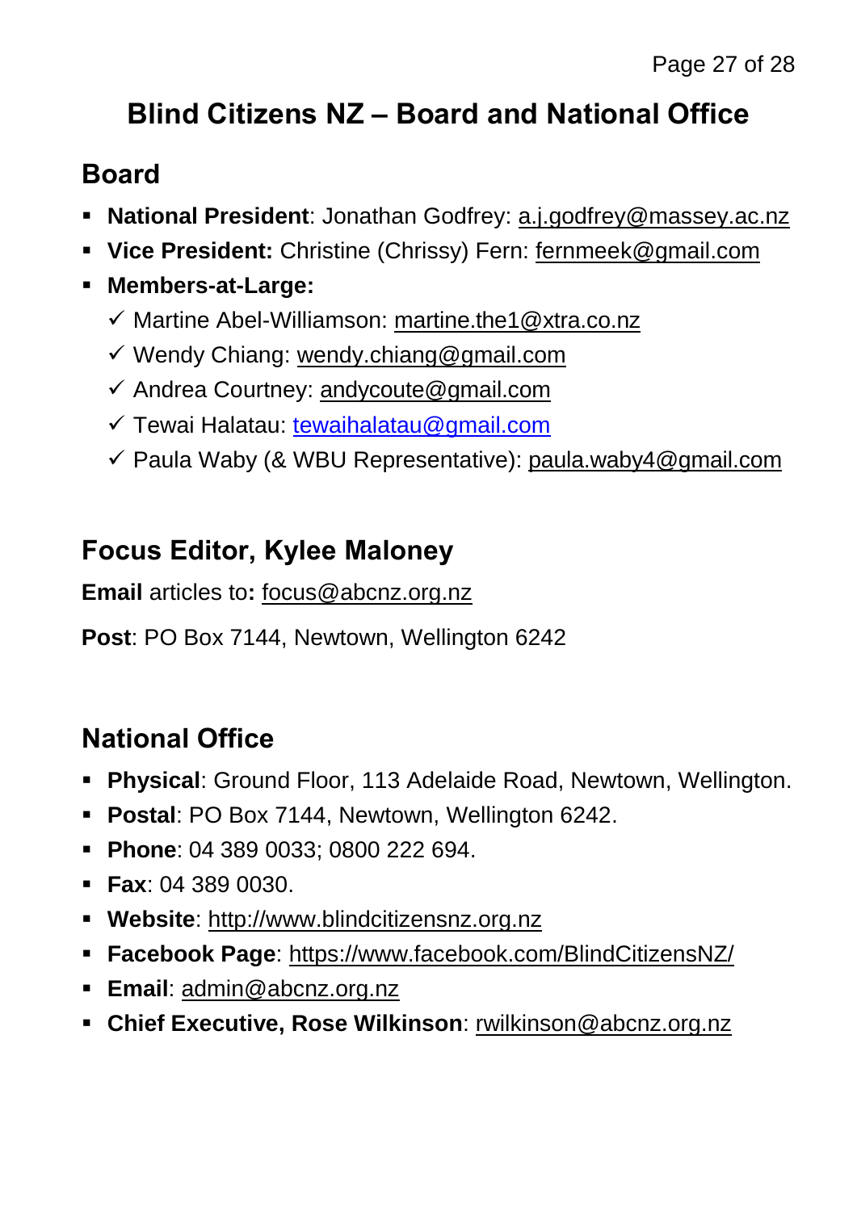# Blind Citizens NZ – Board and National Office

## Board

- **National President**: Jonathan Godfrey: a.j.godfrey@massey.ac.nz
- **Vice President:** Christine (Chrissy) Fern: fernmeek@gmail.com
- **Members-at-Large:**
  - ✓ Martine Abel-Williamson: martine.the1@xtra.co.nz
  - ✓ Wendy Chiang: wendy.chiang@gmail.com
  - ✓ Andrea Courtney: andycoute@gmail.com
  - ✓ Tewai Halatau: tewaihalatau@gmail.com
  - ✓ Paula Waby (& WBU Representative): paula.waby4@gmail.com

## Focus Editor, Kylee Maloney

**Email** articles to**:** focus@abcnz.org.nz

**Post**: PO Box 7144, Newtown, Wellington 6242

## National Office

- **Physical**: Ground Floor, 113 Adelaide Road, Newtown, Wellington.
- **Postal**: PO Box 7144, Newtown, Wellington 6242.
- **Phone**: 04 389 0033; 0800 222 694.
- **Fax**: 04 389 0030.
- **Website**: http://www.blindcitizensnz.org.nz
- **Facebook Page**: https://www.facebook.com/BlindCitizensNZ/
- **Email**: admin@abcnz.org.nz
- **Chief Executive, Rose Wilkinson**: rwilkinson@abcnz.org.nz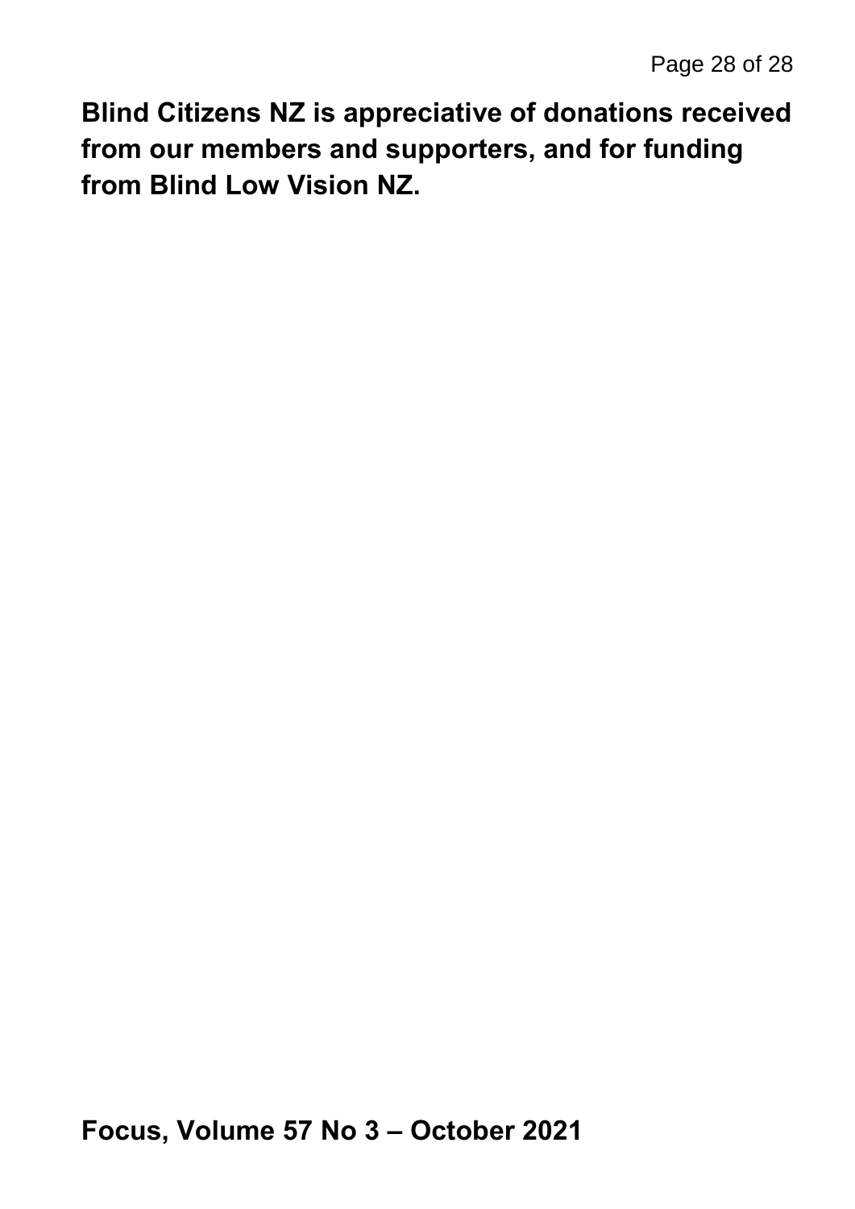**Blind Citizens NZ is appreciative of donations received from our members and supporters, and for funding from Blind Low Vision NZ.**